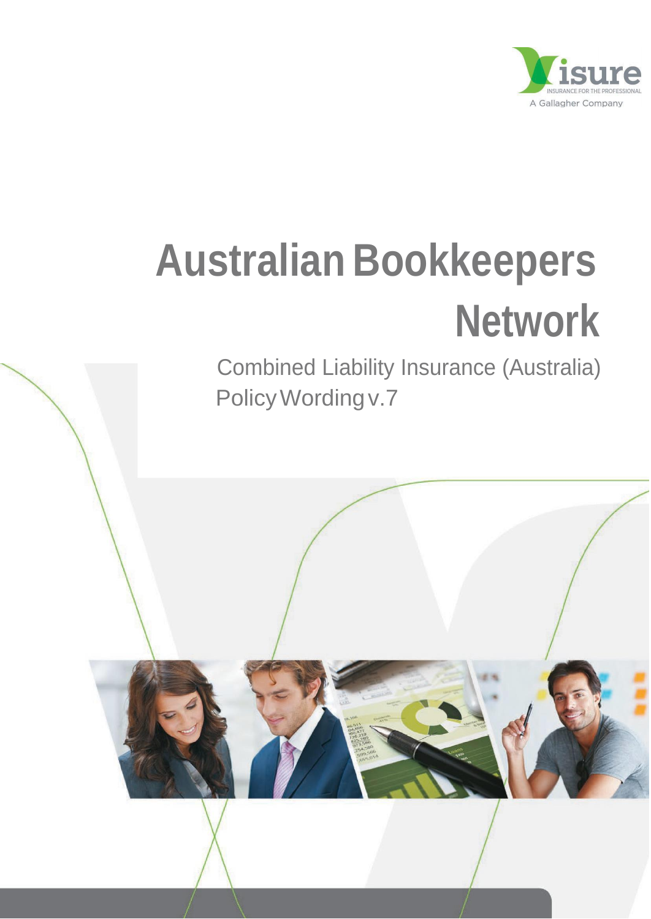isure

INSURANCE FOR THE PROFESSIONAL

A Gallagher Company

# Australian Bookkeepers Network

Combined Liability Insurance (Australia)

Policy Wording v.7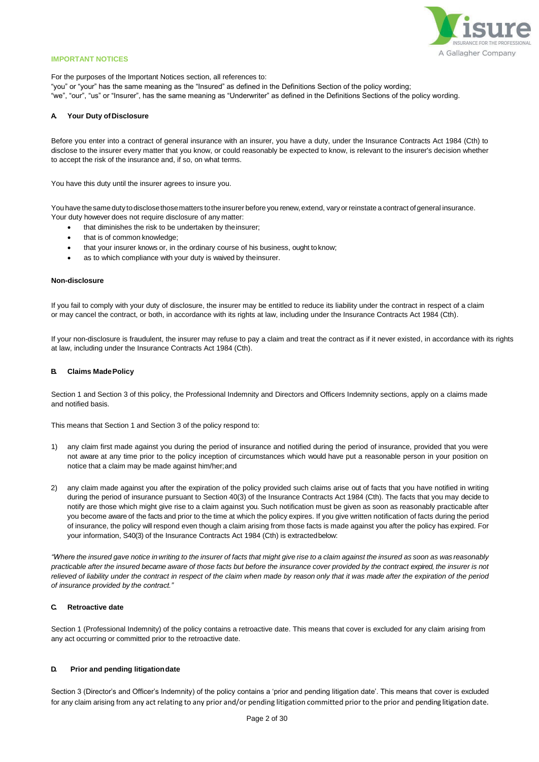## IMPORTANT NOTICES

For the purposes of the Important Notices section, all references to:
"you" or "your" has the same meaning as the "Insured" as defined in the Definitions Section of the policy wording;
"we", "our", "us" or "Insurer", has the same meaning as "Underwriter" as defined in the Definitions Sections of the policy wording.

### A. Your Duty of Disclosure

Before you enter into a contract of general insurance with an insurer, you have a duty, under the Insurance Contracts Act 1984 (Cth) to disclose to the insurer every matter that you know, or could reasonably be expected to know, is relevant to the insurer's decision whether to accept the risk of the insurance and, if so, on what terms.

You have this duty until the insurer agrees to insure you.

You have the same duty to disclose those matters to the insurer before you renew, extend, vary or reinstate a contract of general insurance. Your duty however does not require disclosure of any matter:

- that diminishes the risk to be undertaken by the insurer;
- that is of common knowledge;
- that your insurer knows or, in the ordinary course of his business, ought to know;
- as to which compliance with your duty is waived by the insurer.

**Non-disclosure**

If you fail to comply with your duty of disclosure, the insurer may be entitled to reduce its liability under the contract in respect of a claim or may cancel the contract, or both, in accordance with its rights at law, including under the Insurance Contracts Act 1984 (Cth).

If your non-disclosure is fraudulent, the insurer may refuse to pay a claim and treat the contract as if it never existed, in accordance with its rights at law, including under the Insurance Contracts Act 1984 (Cth).

### B. Claims Made Policy

Section 1 and Section 3 of this policy, the Professional Indemnity and Directors and Officers Indemnity sections, apply on a claims made and notified basis.

This means that Section 1 and Section 3 of the policy respond to:

1) any claim first made against you during the period of insurance and notified during the period of insurance, provided that you were not aware at any time prior to the policy inception of circumstances which would have put a reasonable person in your position on notice that a claim may be made against him/her; and

2) any claim made against you after the expiration of the policy provided such claims arise out of facts that you have notified in writing during the period of insurance pursuant to Section 40(3) of the Insurance Contracts Act 1984 (Cth). The facts that you may decide to notify are those which might give rise to a claim against you. Such notification must be given as soon as reasonably practicable after you become aware of the facts and prior to the time at which the policy expires. If you give written notification of facts during the period of insurance, the policy will respond even though a claim arising from those facts is made against you after the policy has expired. For your information, S40(3) of the Insurance Contracts Act 1984 (Cth) is extracted below:

*"Where the insured gave notice in writing to the insurer of facts that might give rise to a claim against the insured as soon as was reasonably practicable after the insured became aware of those facts but before the insurance cover provided by the contract expired, the insurer is not relieved of liability under the contract in respect of the claim when made by reason only that it was made after the expiration of the period of insurance provided by the contract."*

### C. Retroactive date

Section 1 (Professional Indemnity) of the policy contains a retroactive date. This means that cover is excluded for any claim arising from any act occurring or committed prior to the retroactive date.

### D. Prior and pending litigation date

Section 3 (Director's and Officer's Indemnity) of the policy contains a 'prior and pending litigation date'. This means that cover is excluded for any claim arising from any act relating to any prior and/or pending litigation committed prior to the prior and pending litigation date.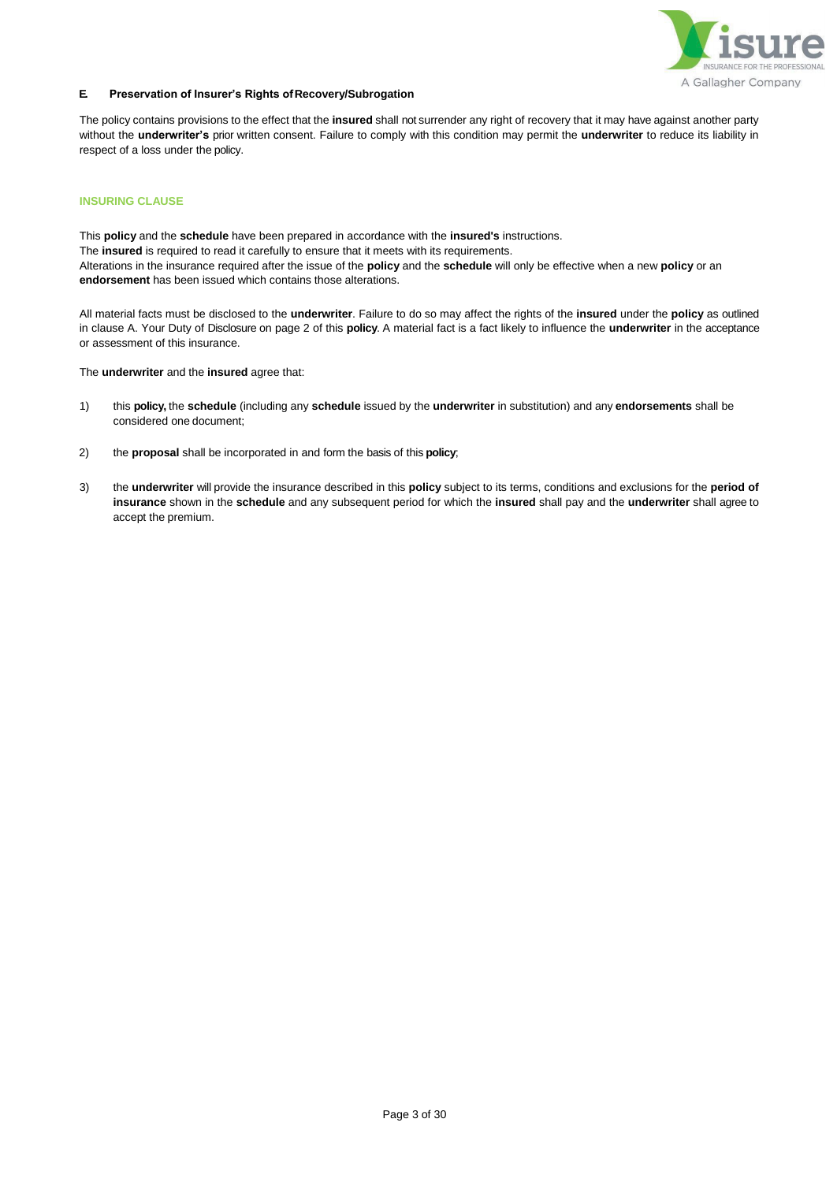### E. Preservation of Insurer's Rights of Recovery/Subrogation

The policy contains provisions to the effect that the **insured** shall not surrender any right of recovery that it may have against another party without the **underwriter's** prior written consent. Failure to comply with this condition may permit the **underwriter** to reduce its liability in respect of a loss under the policy.

## INSURING CLAUSE

This **policy** and the **schedule** have been prepared in accordance with the **insured's** instructions.
The **insured** is required to read it carefully to ensure that it meets with its requirements.
Alterations in the insurance required after the issue of the **policy** and the **schedule** will only be effective when a new **policy** or an **endorsement** has been issued which contains those alterations.

All material facts must be disclosed to the **underwriter**. Failure to do so may affect the rights of the **insured** under the **policy** as outlined in clause A. Your Duty of Disclosure on page 2 of this **policy**. A material fact is a fact likely to influence the **underwriter** in the acceptance or assessment of this insurance.

The **underwriter** and the **insured** agree that:

1) this **policy,** the **schedule** (including any **schedule** issued by the **underwriter** in substitution) and any **endorsements** shall be considered one document;

2) the **proposal** shall be incorporated in and form the basis of this **policy**;

3) the **underwriter** will provide the insurance described in this **policy** subject to its terms, conditions and exclusions for the **period of insurance** shown in the **schedule** and any subsequent period for which the **insured** shall pay and the **underwriter** shall agree to accept the premium.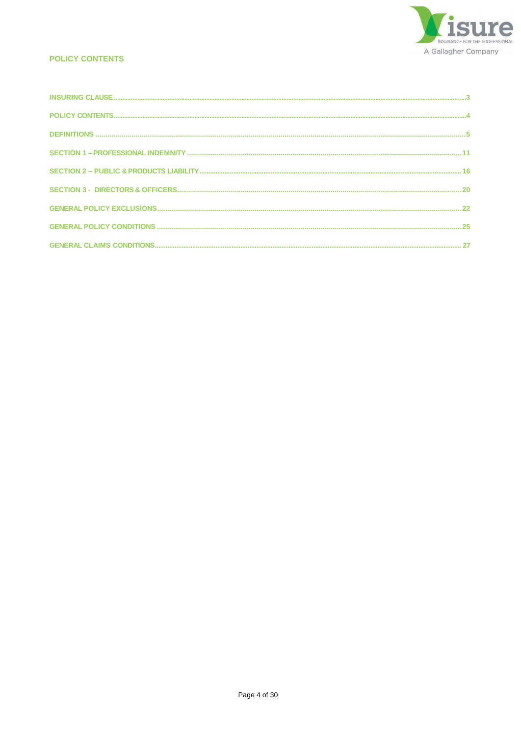## POLICY CONTENTS

| | |
|---|---|
| INSURING CLAUSE | 3 |
| POLICY CONTENTS | 4 |
| DEFINITIONS | 5 |
| SECTION 1 – PROFESSIONAL INDEMNITY | 11 |
| SECTION 2 – PUBLIC & PRODUCTS LIABILITY | 16 |
| SECTION 3 - DIRECTORS & OFFICERS | 20 |
| GENERAL POLICY EXCLUSIONS | 22 |
| GENERAL POLICY CONDITIONS | 25 |
| GENERAL CLAIMS CONDITIONS | 27 |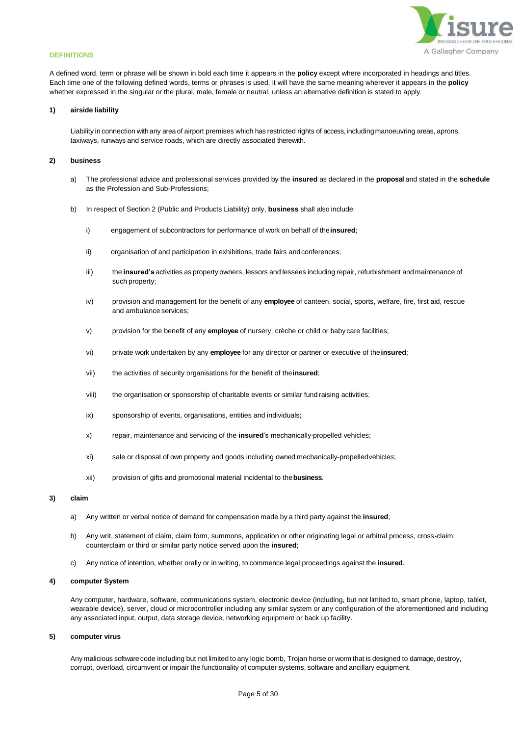## DEFINITIONS

A defined word, term or phrase will be shown in bold each time it appears in the **policy** except where incorporated in headings and titles. Each time one of the following defined words, terms or phrases is used, it will have the same meaning wherever it appears in the **policy** whether expressed in the singular or the plural, male, female or neutral, unless an alternative definition is stated to apply.

**1) airside liability**

Liability in connection with any area of airport premises which has restricted rights of access, including manoeuvring areas, aprons, taxiways, runways and service roads, which are directly associated therewith.

**2) business**

a) The professional advice and professional services provided by the **insured** as declared in the **proposal** and stated in the **schedule** as the Profession and Sub-Professions;

b) In respect of Section 2 (Public and Products Liability) only, **business** shall also include:

   i) engagement of subcontractors for performance of work on behalf of the **insured**;

   ii) organisation of and participation in exhibitions, trade fairs and conferences;

   iii) the **insured's** activities as property owners, lessors and lessees including repair, refurbishment and maintenance of such property;

   iv) provision and management for the benefit of any **employee** of canteen, social, sports, welfare, fire, first aid, rescue and ambulance services;

   v) provision for the benefit of any **employee** of nursery, crèche or child or baby care facilities;

   vi) private work undertaken by any **employee** for any director or partner or executive of the **insured**;

   vii) the activities of security organisations for the benefit of the **insured**;

   viii) the organisation or sponsorship of charitable events or similar fund raising activities;

   ix) sponsorship of events, organisations, entities and individuals;

   x) repair, maintenance and servicing of the **insured**'s mechanically-propelled vehicles;

   xi) sale or disposal of own property and goods including owned mechanically-propelled vehicles;

   xii) provision of gifts and promotional material incidental to the **business**.

**3) claim**

a) Any written or verbal notice of demand for compensation made by a third party against the **insured**;

b) Any writ, statement of claim, claim form, summons, application or other originating legal or arbitral process, cross-claim, counterclaim or third or similar party notice served upon the **insured**;

c) Any notice of intention, whether orally or in writing, to commence legal proceedings against the **insured**.

**4) computer System**

Any computer, hardware, software, communications system, electronic device (including, but not limited to, smart phone, laptop, tablet, wearable device), server, cloud or microcontroller including any similar system or any configuration of the aforementioned and including any associated input, output, data storage device, networking equipment or back up facility.

**5) computer virus**

Any malicious software code including but not limited to any logic bomb, Trojan horse or worm that is designed to damage, destroy, corrupt, overload, circumvent or impair the functionality of computer systems, software and ancillary equipment.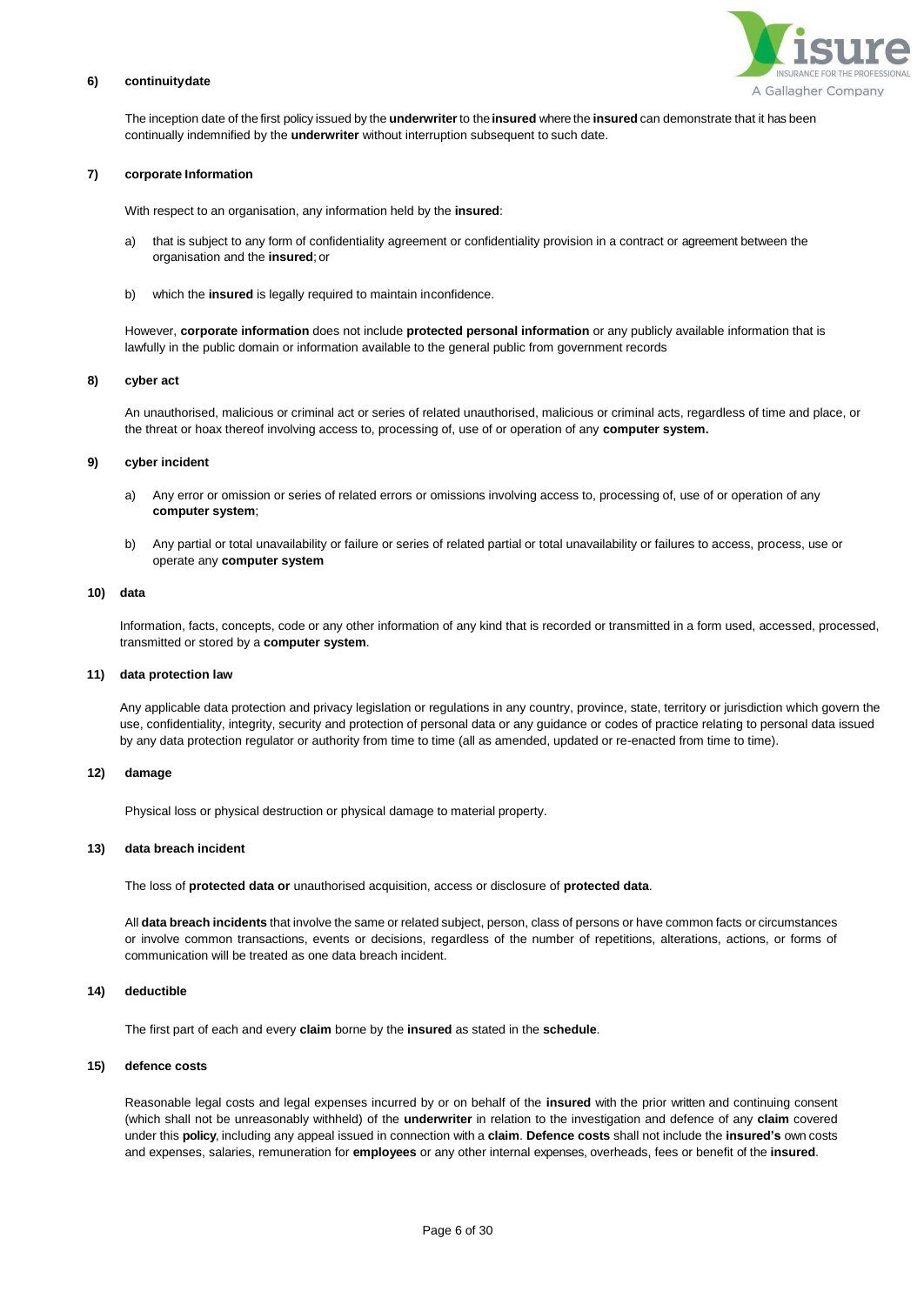**6) continuitydate**

The inception date of the first policy issued by the **underwriter** to the **insured** where the **insured** can demonstrate that it has been continually indemnified by the **underwriter** without interruption subsequent to such date.

**7) corporate Information**

With respect to an organisation, any information held by the **insured**:

a) that is subject to any form of confidentiality agreement or confidentiality provision in a contract or agreement between the organisation and the **insured**; or

b) which the **insured** is legally required to maintain inconfidence.

However, **corporate information** does not include **protected personal information** or any publicly available information that is lawfully in the public domain or information available to the general public from government records

**8) cyber act**

An unauthorised, malicious or criminal act or series of related unauthorised, malicious or criminal acts, regardless of time and place, or the threat or hoax thereof involving access to, processing of, use of or operation of any **computer system.**

**9) cyber incident**

a) Any error or omission or series of related errors or omissions involving access to, processing of, use of or operation of any **computer system**;

b) Any partial or total unavailability or failure or series of related partial or total unavailability or failures to access, process, use or operate any **computer system**

**10) data**

Information, facts, concepts, code or any other information of any kind that is recorded or transmitted in a form used, accessed, processed, transmitted or stored by a **computer system**.

**11) data protection law**

Any applicable data protection and privacy legislation or regulations in any country, province, state, territory or jurisdiction which govern the use, confidentiality, integrity, security and protection of personal data or any guidance or codes of practice relating to personal data issued by any data protection regulator or authority from time to time (all as amended, updated or re-enacted from time to time).

**12) damage**

Physical loss or physical destruction or physical damage to material property.

**13) data breach incident**

The loss of **protected data or** unauthorised acquisition, access or disclosure of **protected data**.

All **data breach incidents** that involve the same or related subject, person, class of persons or have common facts or circumstances or involve common transactions, events or decisions, regardless of the number of repetitions, alterations, actions, or forms of communication will be treated as one data breach incident.

**14) deductible**

The first part of each and every **claim** borne by the **insured** as stated in the **schedule**.

**15) defence costs**

Reasonable legal costs and legal expenses incurred by or on behalf of the **insured** with the prior written and continuing consent (which shall not be unreasonably withheld) of the **underwriter** in relation to the investigation and defence of any **claim** covered under this **policy**, including any appeal issued in connection with a **claim**. **Defence costs** shall not include the **insured's** own costs and expenses, salaries, remuneration for **employees** or any other internal expenses, overheads, fees or benefit of the **insured**.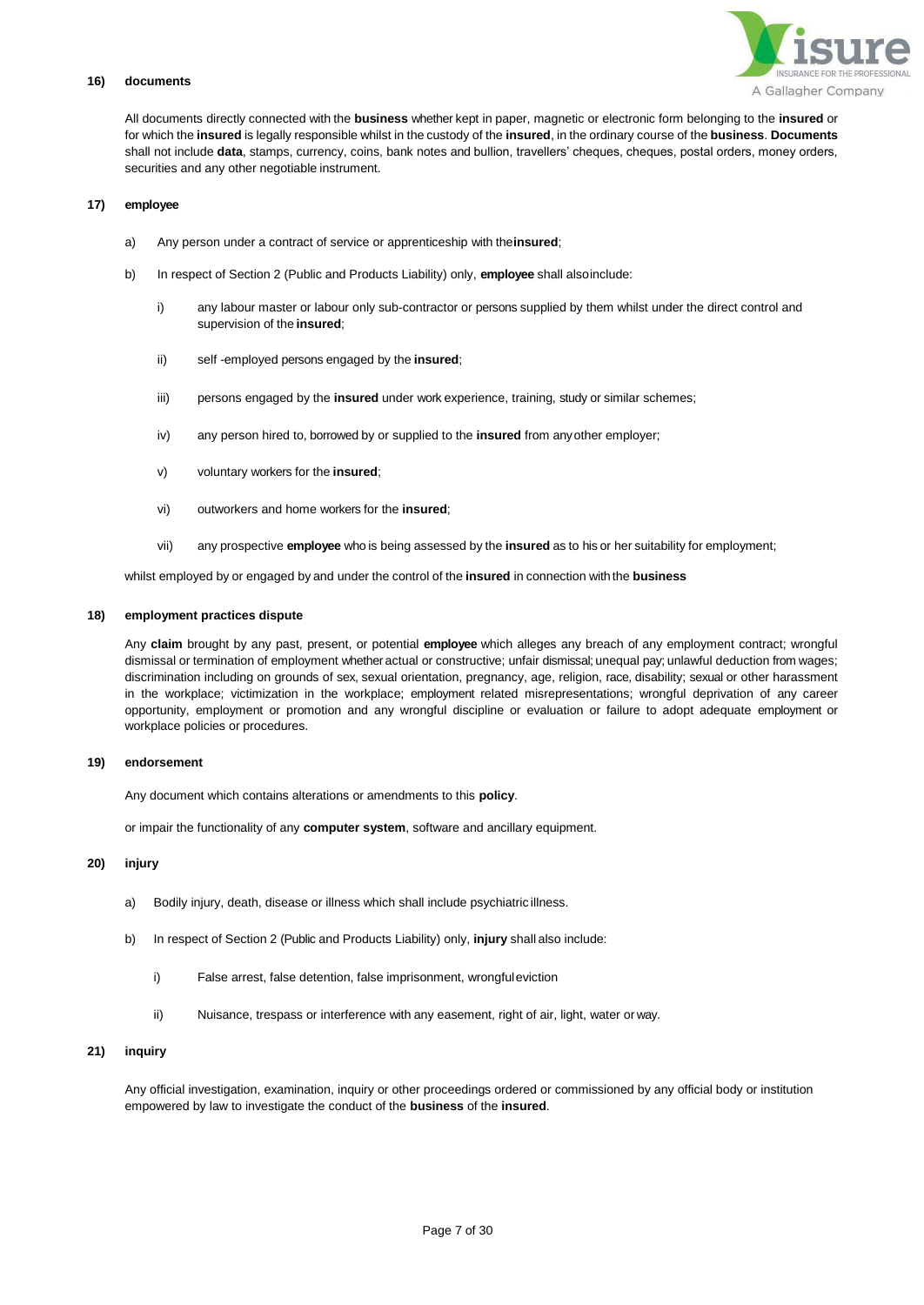**16) documents**

All documents directly connected with the **business** whether kept in paper, magnetic or electronic form belonging to the **insured** or for which the **insured** is legally responsible whilst in the custody of the **insured**, in the ordinary course of the **business**. **Documents** shall not include **data**, stamps, currency, coins, bank notes and bullion, travellers' cheques, cheques, postal orders, money orders, securities and any other negotiable instrument.

**17) employee**

a) Any person under a contract of service or apprenticeship with the **insured**;

b) In respect of Section 2 (Public and Products Liability) only, **employee** shall also include:

  i) any labour master or labour only sub-contractor or persons supplied by them whilst under the direct control and supervision of the **insured**;

  ii) self -employed persons engaged by the **insured**;

  iii) persons engaged by the **insured** under work experience, training, study or similar schemes;

  iv) any person hired to, borrowed by or supplied to the **insured** from any other employer;

  v) voluntary workers for the **insured**;

  vi) outworkers and home workers for the **insured**;

  vii) any prospective **employee** who is being assessed by the **insured** as to his or her suitability for employment;

whilst employed by or engaged by and under the control of the **insured** in connection with the **business**

**18) employment practices dispute**

Any **claim** brought by any past, present, or potential **employee** which alleges any breach of any employment contract; wrongful dismissal or termination of employment whether actual or constructive; unfair dismissal; unequal pay; unlawful deduction from wages; discrimination including on grounds of sex, sexual orientation, pregnancy, age, religion, race, disability; sexual or other harassment in the workplace; victimization in the workplace; employment related misrepresentations; wrongful deprivation of any career opportunity, employment or promotion and any wrongful discipline or evaluation or failure to adopt adequate employment or workplace policies or procedures.

**19) endorsement**

Any document which contains alterations or amendments to this **policy**.

or impair the functionality of any **computer system**, software and ancillary equipment.

**20) injury**

a) Bodily injury, death, disease or illness which shall include psychiatric illness.

b) In respect of Section 2 (Public and Products Liability) only, **injury** shall also include:

  i) False arrest, false detention, false imprisonment, wrongful eviction

  ii) Nuisance, trespass or interference with any easement, right of air, light, water or way.

**21) inquiry**

Any official investigation, examination, inquiry or other proceedings ordered or commissioned by any official body or institution empowered by law to investigate the conduct of the **business** of the **insured**.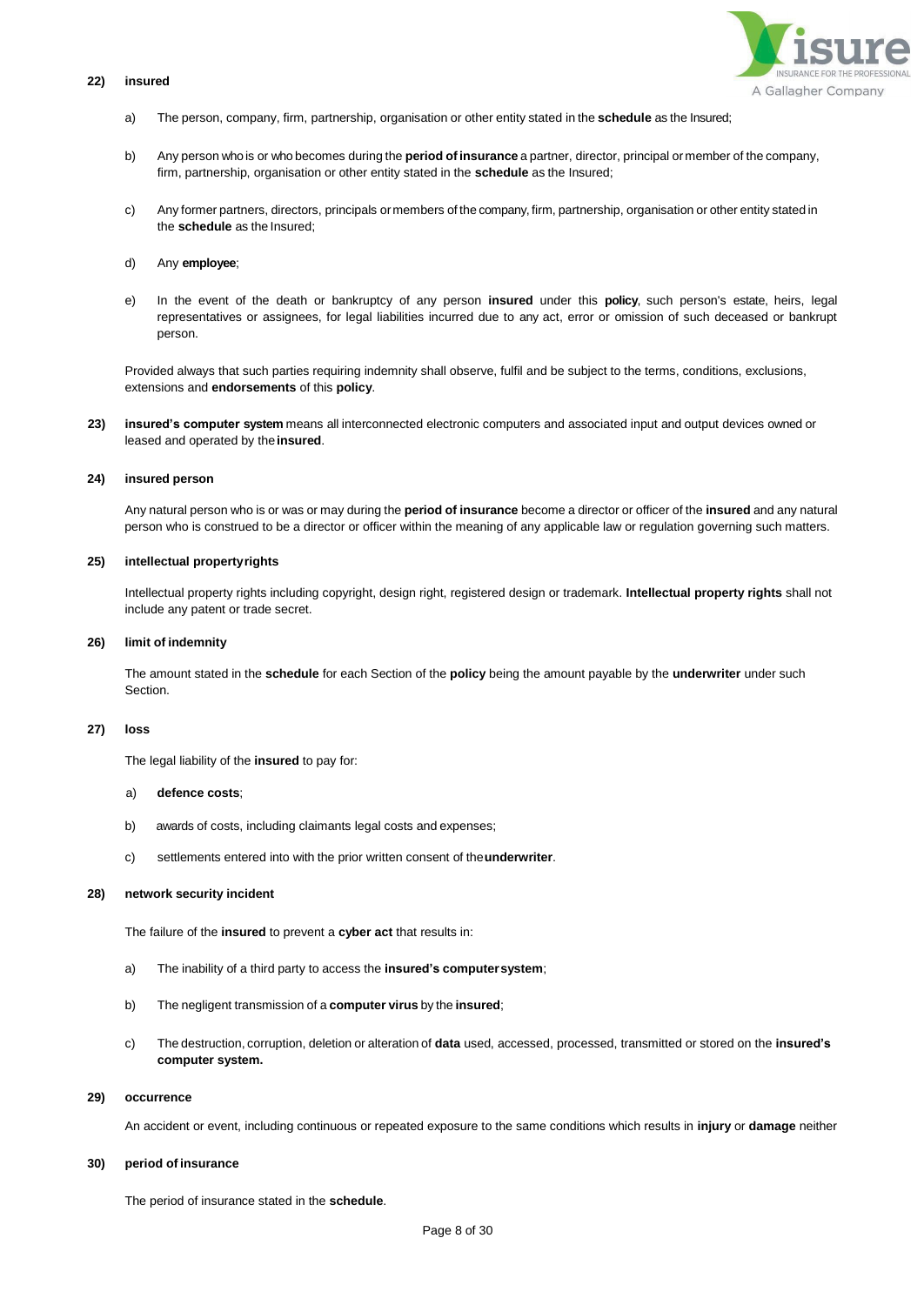**22) insured**

a) The person, company, firm, partnership, organisation or other entity stated in the **schedule** as the Insured;

b) Any person who is or who becomes during the **period of insurance** a partner, director, principal or member of the company, firm, partnership, organisation or other entity stated in the **schedule** as the Insured;

c) Any former partners, directors, principals or members of the company, firm, partnership, organisation or other entity stated in the **schedule** as the Insured;

d) Any **employee**;

e) In the event of the death or bankruptcy of any person **insured** under this **policy**, such person's estate, heirs, legal representatives or assignees, for legal liabilities incurred due to any act, error or omission of such deceased or bankrupt person.

Provided always that such parties requiring indemnity shall observe, fulfil and be subject to the terms, conditions, exclusions, extensions and **endorsements** of this **policy**.

**23) insured's computer system** means all interconnected electronic computers and associated input and output devices owned or leased and operated by the **insured**.

**24) insured person**

Any natural person who is or was or may during the **period of insurance** become a director or officer of the **insured** and any natural person who is construed to be a director or officer within the meaning of any applicable law or regulation governing such matters.

**25) intellectual property rights**

Intellectual property rights including copyright, design right, registered design or trademark. **Intellectual property rights** shall not include any patent or trade secret.

**26) limit of indemnity**

The amount stated in the **schedule** for each Section of the **policy** being the amount payable by the **underwriter** under such Section.

**27) loss**

The legal liability of the **insured** to pay for:

a) **defence costs**;

b) awards of costs, including claimants legal costs and expenses;

c) settlements entered into with the prior written consent of the **underwriter**.

**28) network security incident**

The failure of the **insured** to prevent a **cyber act** that results in:

a) The inability of a third party to access the **insured's computer system**;

b) The negligent transmission of a **computer virus** by the **insured**;

c) The destruction, corruption, deletion or alteration of **data** used, accessed, processed, transmitted or stored on the **insured's computer system.**

**29) occurrence**

An accident or event, including continuous or repeated exposure to the same conditions which results in **injury** or **damage** neither

**30) period of insurance**

The period of insurance stated in the **schedule**.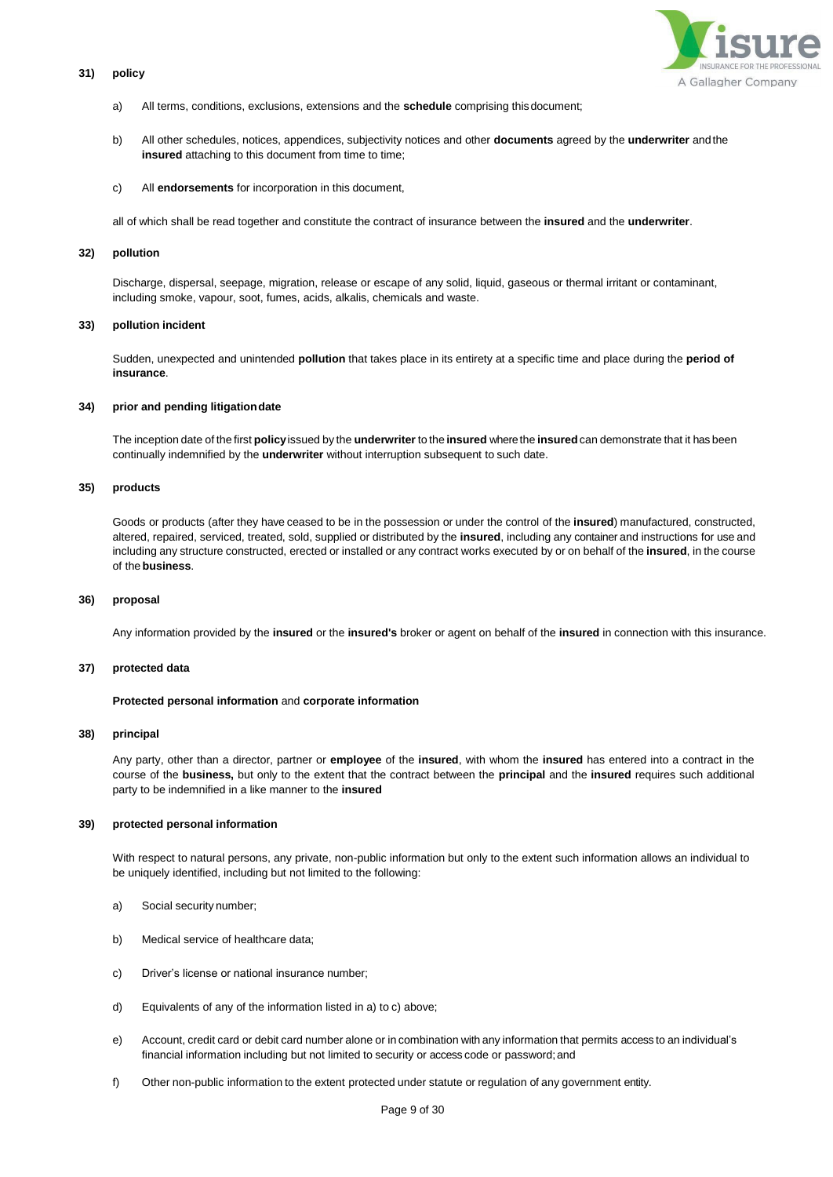**31) policy**

a) All terms, conditions, exclusions, extensions and the **schedule** comprising this document;

b) All other schedules, notices, appendices, subjectivity notices and other **documents** agreed by the **underwriter** and the **insured** attaching to this document from time to time;

c) All **endorsements** for incorporation in this document,

all of which shall be read together and constitute the contract of insurance between the **insured** and the **underwriter**.

**32) pollution**

Discharge, dispersal, seepage, migration, release or escape of any solid, liquid, gaseous or thermal irritant or contaminant, including smoke, vapour, soot, fumes, acids, alkalis, chemicals and waste.

**33) pollution incident**

Sudden, unexpected and unintended **pollution** that takes place in its entirety at a specific time and place during the **period of insurance**.

**34) prior and pending litigation date**

The inception date of the first **policy** issued by the **underwriter** to the **insured** where the **insured** can demonstrate that it has been continually indemnified by the **underwriter** without interruption subsequent to such date.

**35) products**

Goods or products (after they have ceased to be in the possession or under the control of the **insured**) manufactured, constructed, altered, repaired, serviced, treated, sold, supplied or distributed by the **insured**, including any container and instructions for use and including any structure constructed, erected or installed or any contract works executed by or on behalf of the **insured**, in the course of the **business**.

**36) proposal**

Any information provided by the **insured** or the **insured's** broker or agent on behalf of the **insured** in connection with this insurance.

**37) protected data**

**Protected personal information** and **corporate information**

**38) principal**

Any party, other than a director, partner or **employee** of the **insured**, with whom the **insured** has entered into a contract in the course of the **business,** but only to the extent that the contract between the **principal** and the **insured** requires such additional party to be indemnified in a like manner to the **insured**

**39) protected personal information**

With respect to natural persons, any private, non-public information but only to the extent such information allows an individual to be uniquely identified, including but not limited to the following:

a) Social security number;

b) Medical service of healthcare data;

c) Driver's license or national insurance number;

d) Equivalents of any of the information listed in a) to c) above;

e) Account, credit card or debit card number alone or in combination with any information that permits access to an individual's financial information including but not limited to security or access code or password; and

f) Other non-public information to the extent protected under statute or regulation of any government entity.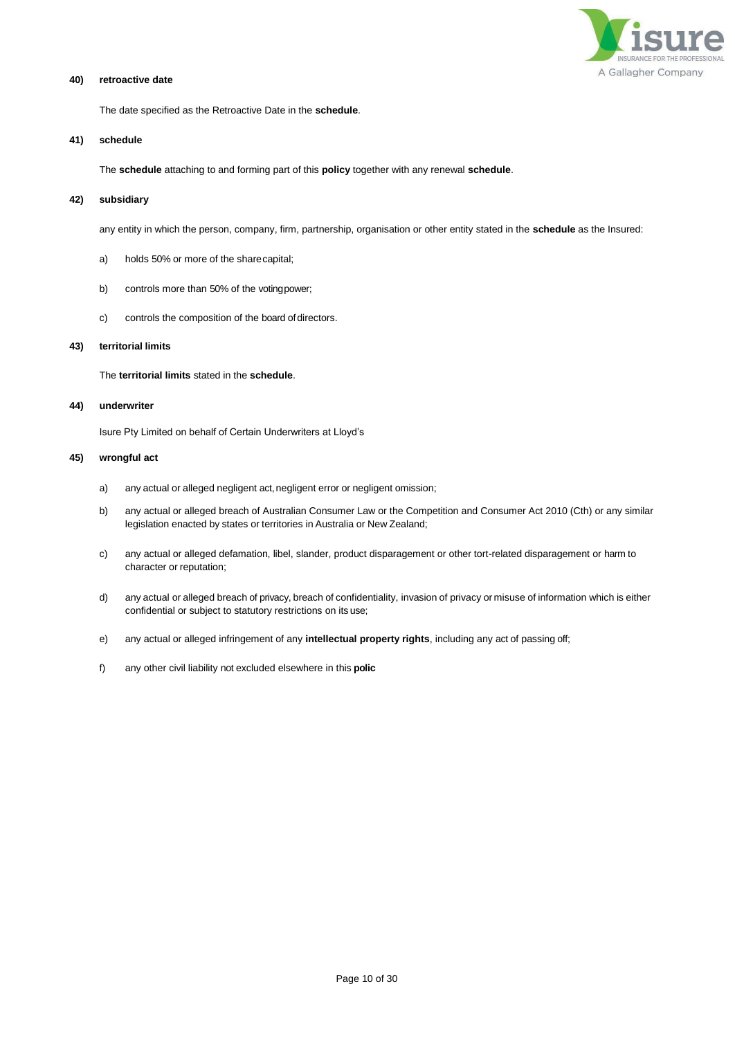**40) retroactive date**

The date specified as the Retroactive Date in the **schedule**.

**41) schedule**

The **schedule** attaching to and forming part of this **policy** together with any renewal **schedule**.

**42) subsidiary**

any entity in which the person, company, firm, partnership, organisation or other entity stated in the **schedule** as the Insured:

a) holds 50% or more of the sharecapital;

b) controls more than 50% of the votingpower;

c) controls the composition of the board ofdirectors.

**43) territorial limits**

The **territorial limits** stated in the **schedule**.

**44) underwriter**

Isure Pty Limited on behalf of Certain Underwriters at Lloyd's

**45) wrongful act**

a) any actual or alleged negligent act, negligent error or negligent omission;

b) any actual or alleged breach of Australian Consumer Law or the Competition and Consumer Act 2010 (Cth) or any similar legislation enacted by states or territories in Australia or New Zealand;

c) any actual or alleged defamation, libel, slander, product disparagement or other tort-related disparagement or harm to character or reputation;

d) any actual or alleged breach of privacy, breach of confidentiality, invasion of privacy or misuse of information which is either confidential or subject to statutory restrictions on its use;

e) any actual or alleged infringement of any **intellectual property rights**, including any act of passing off;

f) any other civil liability not excluded elsewhere in this **polic**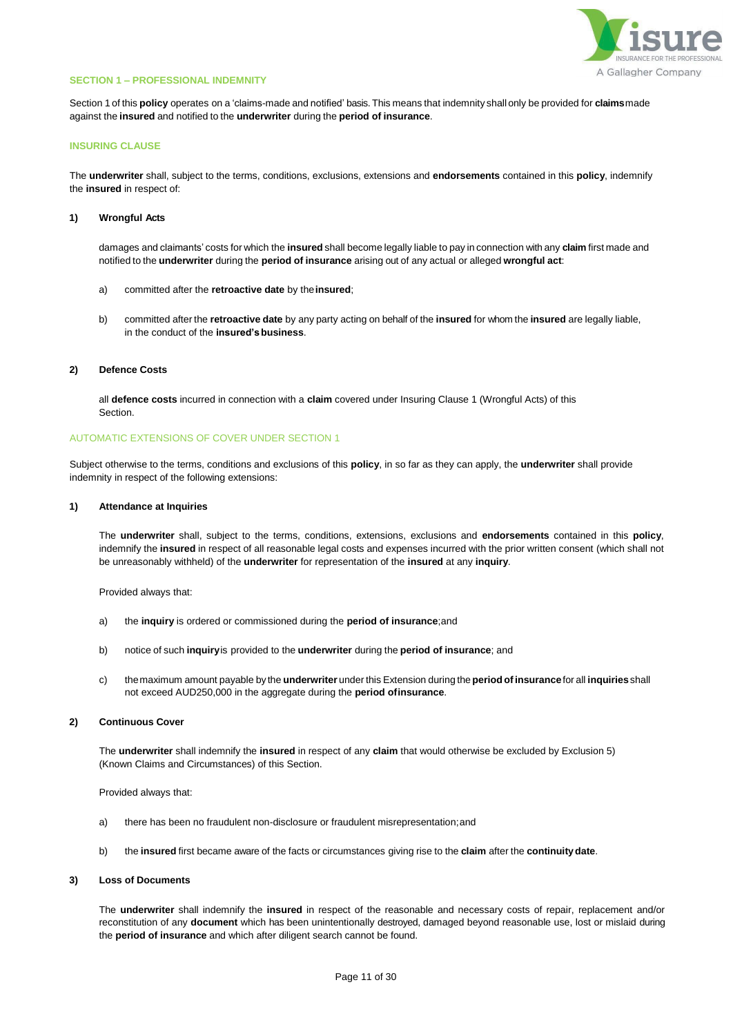## SECTION 1 – PROFESSIONAL INDEMNITY

Section 1 of this **policy** operates on a 'claims-made and notified' basis. This means that indemnity shall only be provided for **claims** made against the **insured** and notified to the **underwriter** during the **period of insurance**.

### INSURING CLAUSE

The **underwriter** shall, subject to the terms, conditions, exclusions, extensions and **endorsements** contained in this **policy**, indemnify the **insured** in respect of:

**1) Wrongful Acts**

damages and claimants' costs for which the **insured** shall become legally liable to pay in connection with any **claim** first made and notified to the **underwriter** during the **period of insurance** arising out of any actual or alleged **wrongful act**:

a) committed after the **retroactive date** by the **insured**;

b) committed after the **retroactive date** by any party acting on behalf of the **insured** for whom the **insured** are legally liable, in the conduct of the **insured's business**.

**2) Defence Costs**

all **defence costs** incurred in connection with a **claim** covered under Insuring Clause 1 (Wrongful Acts) of this Section.

### AUTOMATIC EXTENSIONS OF COVER UNDER SECTION 1

Subject otherwise to the terms, conditions and exclusions of this **policy**, in so far as they can apply, the **underwriter** shall provide indemnity in respect of the following extensions:

**1) Attendance at Inquiries**

The **underwriter** shall, subject to the terms, conditions, extensions, exclusions and **endorsements** contained in this **policy**, indemnify the **insured** in respect of all reasonable legal costs and expenses incurred with the prior written consent (which shall not be unreasonably withheld) of the **underwriter** for representation of the **insured** at any **inquiry**.

Provided always that:

a) the **inquiry** is ordered or commissioned during the **period of insurance**; and

b) notice of such **inquiry** is provided to the **underwriter** during the **period of insurance**; and

c) the maximum amount payable by the **underwriter** under this Extension during the **period of insurance** for all **inquiries** shall not exceed AUD250,000 in the aggregate during the **period of insurance**.

**2) Continuous Cover**

The **underwriter** shall indemnify the **insured** in respect of any **claim** that would otherwise be excluded by Exclusion 5) (Known Claims and Circumstances) of this Section.

Provided always that:

a) there has been no fraudulent non-disclosure or fraudulent misrepresentation; and

b) the **insured** first became aware of the facts or circumstances giving rise to the **claim** after the **continuity date**.

**3) Loss of Documents**

The **underwriter** shall indemnify the **insured** in respect of the reasonable and necessary costs of repair, replacement and/or reconstitution of any **document** which has been unintentionally destroyed, damaged beyond reasonable use, lost or mislaid during the **period of insurance** and which after diligent search cannot be found.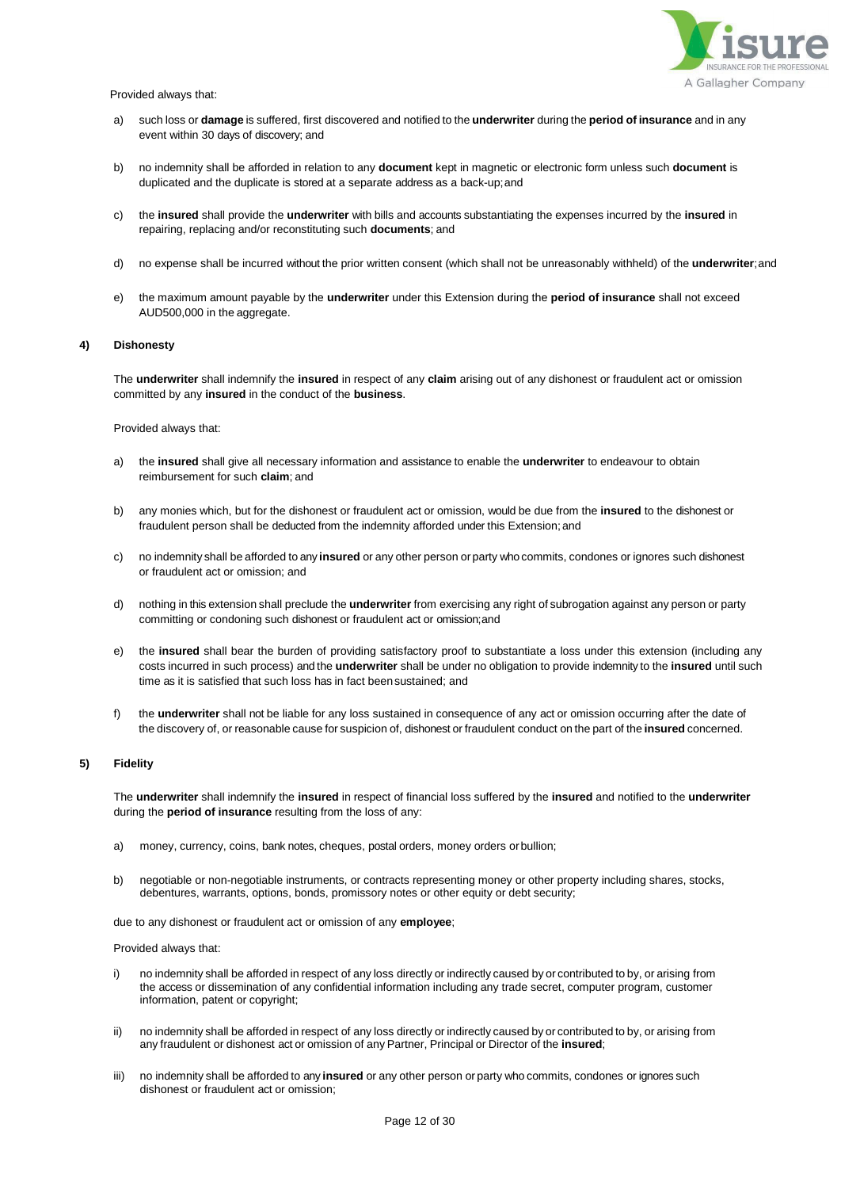Provided always that:

a) such loss or **damage** is suffered, first discovered and notified to the **underwriter** during the **period of insurance** and in any event within 30 days of discovery; and

b) no indemnity shall be afforded in relation to any **document** kept in magnetic or electronic form unless such **document** is duplicated and the duplicate is stored at a separate address as a back-up; and

c) the **insured** shall provide the **underwriter** with bills and accounts substantiating the expenses incurred by the **insured** in repairing, replacing and/or reconstituting such **documents**; and

d) no expense shall be incurred without the prior written consent (which shall not be unreasonably withheld) of the **underwriter**; and

e) the maximum amount payable by the **underwriter** under this Extension during the **period of insurance** shall not exceed AUD500,000 in the aggregate.

### 4) Dishonesty

The **underwriter** shall indemnify the **insured** in respect of any **claim** arising out of any dishonest or fraudulent act or omission committed by any **insured** in the conduct of the **business**.

Provided always that:

a) the **insured** shall give all necessary information and assistance to enable the **underwriter** to endeavour to obtain reimbursement for such **claim**; and

b) any monies which, but for the dishonest or fraudulent act or omission, would be due from the **insured** to the dishonest or fraudulent person shall be deducted from the indemnity afforded under this Extension; and

c) no indemnity shall be afforded to any **insured** or any other person or party who commits, condones or ignores such dishonest or fraudulent act or omission; and

d) nothing in this extension shall preclude the **underwriter** from exercising any right of subrogation against any person or party committing or condoning such dishonest or fraudulent act or omission; and

e) the **insured** shall bear the burden of providing satisfactory proof to substantiate a loss under this extension (including any costs incurred in such process) and the **underwriter** shall be under no obligation to provide indemnity to the **insured** until such time as it is satisfied that such loss has in fact been sustained; and

f) the **underwriter** shall not be liable for any loss sustained in consequence of any act or omission occurring after the date of the discovery of, or reasonable cause for suspicion of, dishonest or fraudulent conduct on the part of the **insured** concerned.

### 5) Fidelity

The **underwriter** shall indemnify the **insured** in respect of financial loss suffered by the **insured** and notified to the **underwriter** during the **period of insurance** resulting from the loss of any:

a) money, currency, coins, bank notes, cheques, postal orders, money orders or bullion;

b) negotiable or non-negotiable instruments, or contracts representing money or other property including shares, stocks, debentures, warrants, options, bonds, promissory notes or other equity or debt security;

due to any dishonest or fraudulent act or omission of any **employee**;

Provided always that:

i) no indemnity shall be afforded in respect of any loss directly or indirectly caused by or contributed to by, or arising from the access or dissemination of any confidential information including any trade secret, computer program, customer information, patent or copyright;

ii) no indemnity shall be afforded in respect of any loss directly or indirectly caused by or contributed to by, or arising from any fraudulent or dishonest act or omission of any Partner, Principal or Director of the **insured**;

iii) no indemnity shall be afforded to any **insured** or any other person or party who commits, condones or ignores such dishonest or fraudulent act or omission;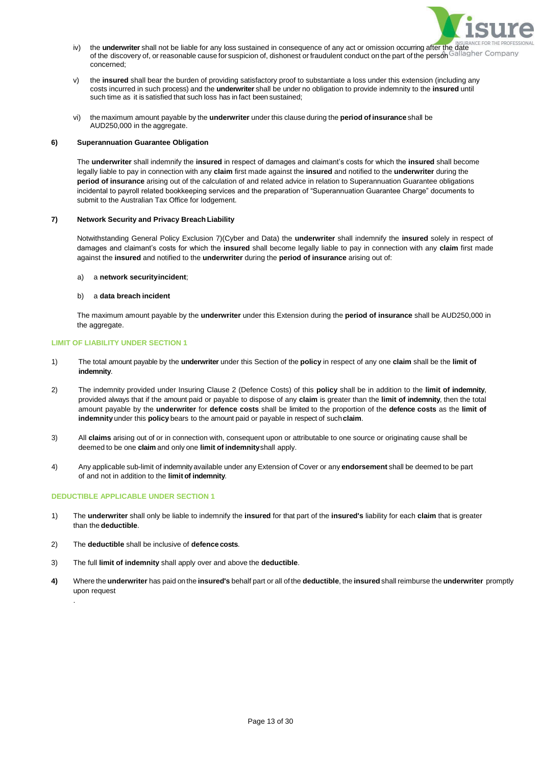iv) the **underwriter** shall not be liable for any loss sustained in consequence of any act or omission occurring after the date of the discovery of, or reasonable cause for suspicion of, dishonest or fraudulent conduct on the part of the person concerned;

v) the **insured** shall bear the burden of providing satisfactory proof to substantiate a loss under this extension (including any costs incurred in such process) and the **underwriter** shall be under no obligation to provide indemnity to the **insured** until such time as it is satisfied that such loss has in fact been sustained;

vi) the maximum amount payable by the **underwriter** under this clause during the **period of insurance** shall be AUD250,000 in the aggregate.

**6) Superannuation Guarantee Obligation**

The **underwriter** shall indemnify the **insured** in respect of damages and claimant's costs for which the **insured** shall become legally liable to pay in connection with any **claim** first made against the **insured** and notified to the **underwriter** during the **period of insurance** arising out of the calculation of and related advice in relation to Superannuation Guarantee obligations incidental to payroll related bookkeeping services and the preparation of "Superannuation Guarantee Charge" documents to submit to the Australian Tax Office for lodgement.

**7) Network Security and Privacy Breach Liability**

Notwithstanding General Policy Exclusion 7)(Cyber and Data) the **underwriter** shall indemnify the **insured** solely in respect of damages and claimant's costs for which the **insured** shall become legally liable to pay in connection with any **claim** first made against the **insured** and notified to the **underwriter** during the **period of insurance** arising out of:

a) a **network security incident**;

b) a **data breach incident**

The maximum amount payable by the **underwriter** under this Extension during the **period of insurance** shall be AUD250,000 in the aggregate.

## LIMIT OF LIABILITY UNDER SECTION 1

1) The total amount payable by the **underwriter** under this Section of the **policy** in respect of any one **claim** shall be the **limit of indemnity**.

2) The indemnity provided under Insuring Clause 2 (Defence Costs) of this **policy** shall be in addition to the **limit of indemnity**, provided always that if the amount paid or payable to dispose of any **claim** is greater than the **limit of indemnity**, then the total amount payable by the **underwriter** for **defence costs** shall be limited to the proportion of the **defence costs** as the **limit of indemnity** under this **policy** bears to the amount paid or payable in respect of such **claim**.

3) All **claims** arising out of or in connection with, consequent upon or attributable to one source or originating cause shall be deemed to be one **claim** and only one **limit of indemnity** shall apply.

4) Any applicable sub-limit of indemnity available under any Extension of Cover or any **endorsement** shall be deemed to be part of and not in addition to the **limit of indemnity**.

## DEDUCTIBLE APPLICABLE UNDER SECTION 1

1) The **underwriter** shall only be liable to indemnify the **insured** for that part of the **insured's** liability for each **claim** that is greater than the **deductible**.

2) The **deductible** shall be inclusive of **defence costs**.

3) The full **limit of indemnity** shall apply over and above the **deductible**.

**4)** Where the **underwriter** has paid on the **insured's** behalf part or all of the **deductible**, the **insured** shall reimburse the **underwriter** promptly upon request
.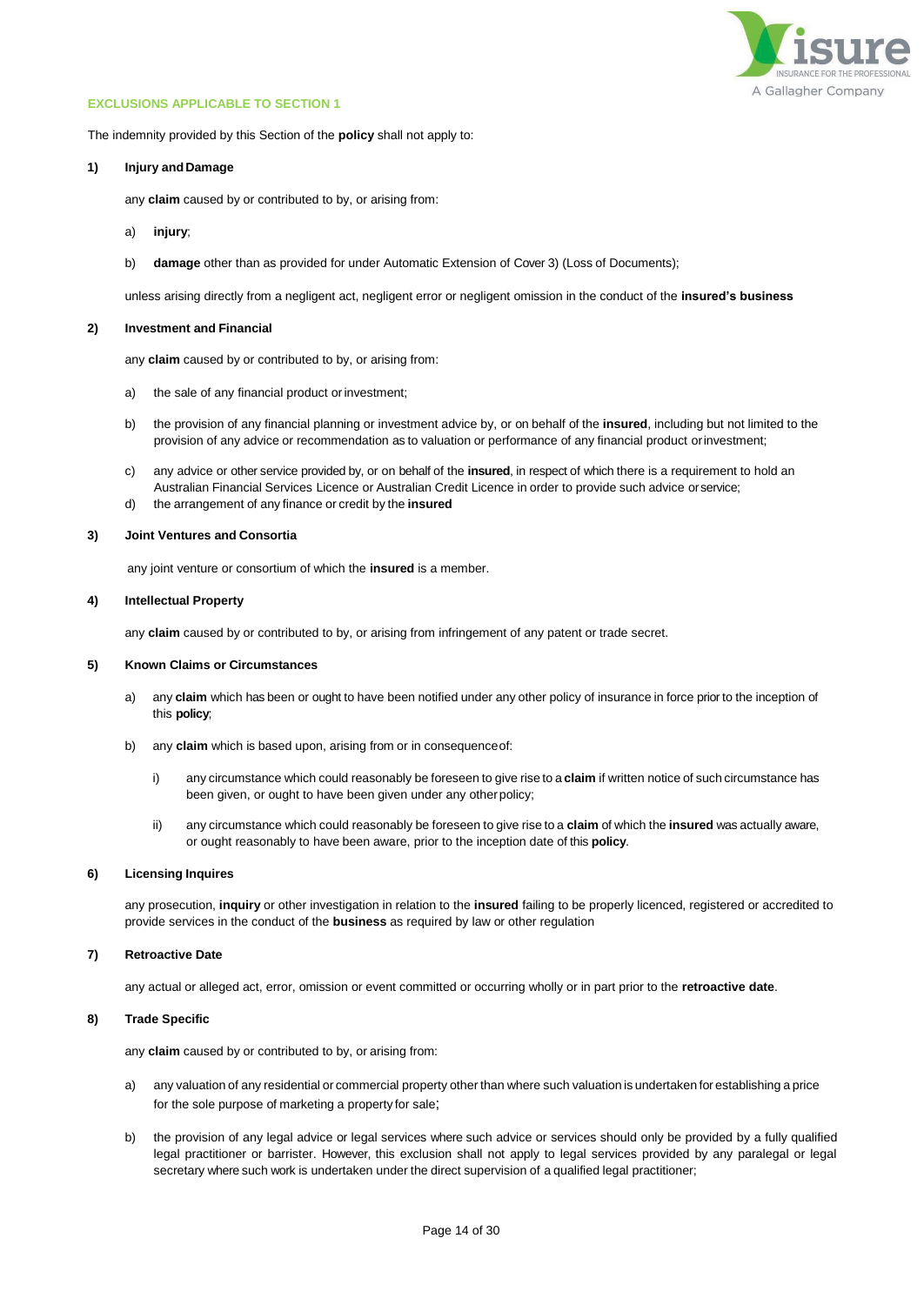### EXCLUSIONS APPLICABLE TO SECTION 1

The indemnity provided by this Section of the **policy** shall not apply to:

**1) Injury and Damage**

any **claim** caused by or contributed to by, or arising from:

a) **injury**;

b) **damage** other than as provided for under Automatic Extension of Cover 3) (Loss of Documents);

unless arising directly from a negligent act, negligent error or negligent omission in the conduct of the **insured's business**

**2) Investment and Financial**

any **claim** caused by or contributed to by, or arising from:

a) the sale of any financial product or investment;

b) the provision of any financial planning or investment advice by, or on behalf of the **insured**, including but not limited to the provision of any advice or recommendation as to valuation or performance of any financial product or investment;

c) any advice or other service provided by, or on behalf of the **insured**, in respect of which there is a requirement to hold an Australian Financial Services Licence or Australian Credit Licence in order to provide such advice or service;

d) the arrangement of any finance or credit by the **insured**

**3) Joint Ventures and Consortia**

any joint venture or consortium of which the **insured** is a member.

**4) Intellectual Property**

any **claim** caused by or contributed to by, or arising from infringement of any patent or trade secret.

**5) Known Claims or Circumstances**

a) any **claim** which has been or ought to have been notified under any other policy of insurance in force prior to the inception of this **policy**;

b) any **claim** which is based upon, arising from or in consequence of:

   i) any circumstance which could reasonably be foreseen to give rise to a **claim** if written notice of such circumstance has been given, or ought to have been given under any other policy;

   ii) any circumstance which could reasonably be foreseen to give rise to a **claim** of which the **insured** was actually aware, or ought reasonably to have been aware, prior to the inception date of this **policy**.

**6) Licensing Inquires**

any prosecution, **inquiry** or other investigation in relation to the **insured** failing to be properly licenced, registered or accredited to provide services in the conduct of the **business** as required by law or other regulation

**7) Retroactive Date**

any actual or alleged act, error, omission or event committed or occurring wholly or in part prior to the **retroactive date**.

**8) Trade Specific**

any **claim** caused by or contributed to by, or arising from:

a) any valuation of any residential or commercial property other than where such valuation is undertaken for establishing a price for the sole purpose of marketing a property for sale;

b) the provision of any legal advice or legal services where such advice or services should only be provided by a fully qualified legal practitioner or barrister. However, this exclusion shall not apply to legal services provided by any paralegal or legal secretary where such work is undertaken under the direct supervision of a qualified legal practitioner;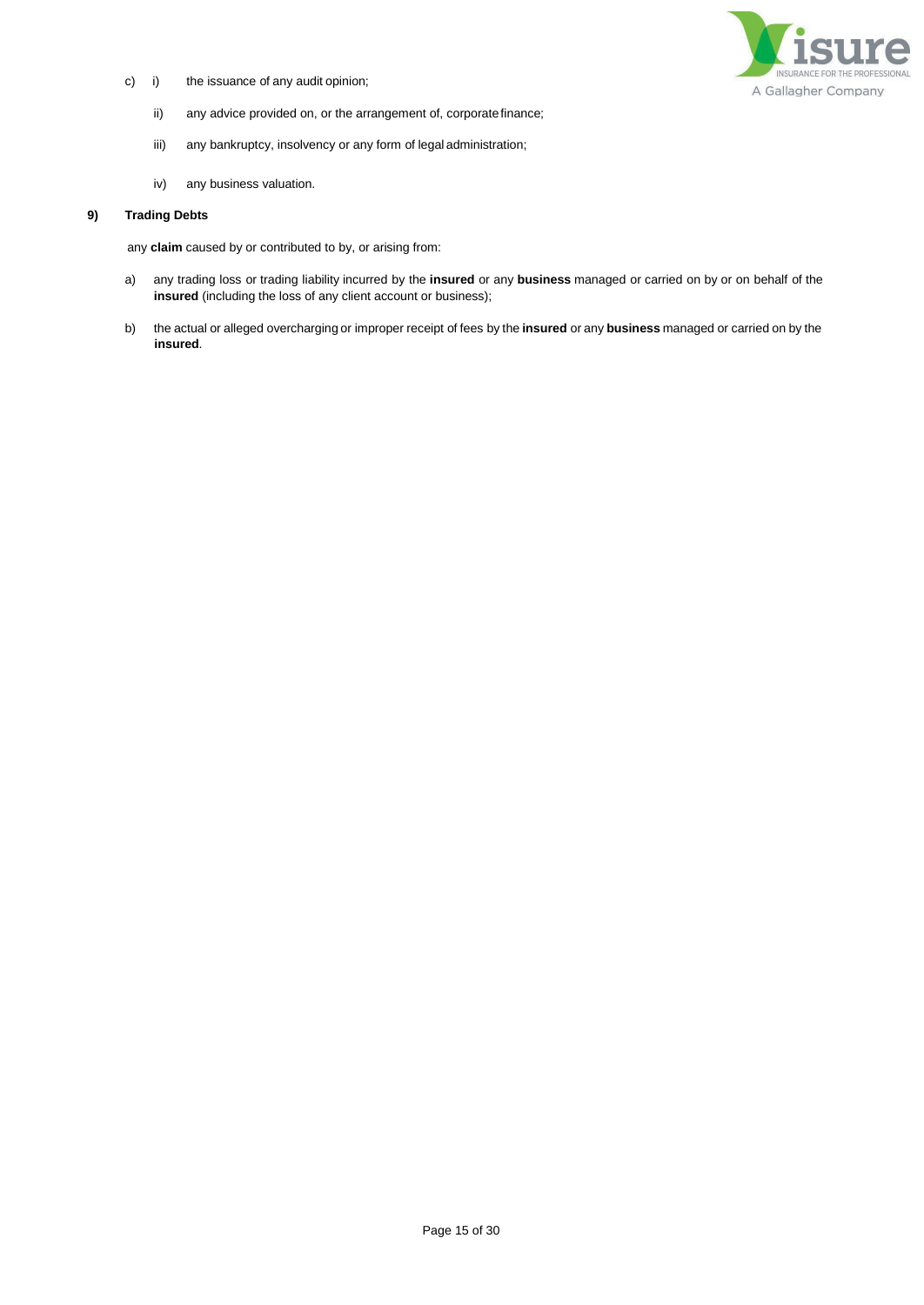c) i) the issuance of any audit opinion;

   ii) any advice provided on, or the arrangement of, corporate finance;

   iii) any bankruptcy, insolvency or any form of legal administration;

   iv) any business valuation.

**9) Trading Debts**

any **claim** caused by or contributed to by, or arising from:

a) any trading loss or trading liability incurred by the **insured** or any **business** managed or carried on by or on behalf of the **insured** (including the loss of any client account or business);

b) the actual or alleged overcharging or improper receipt of fees by the **insured** or any **business** managed or carried on by the **insured**.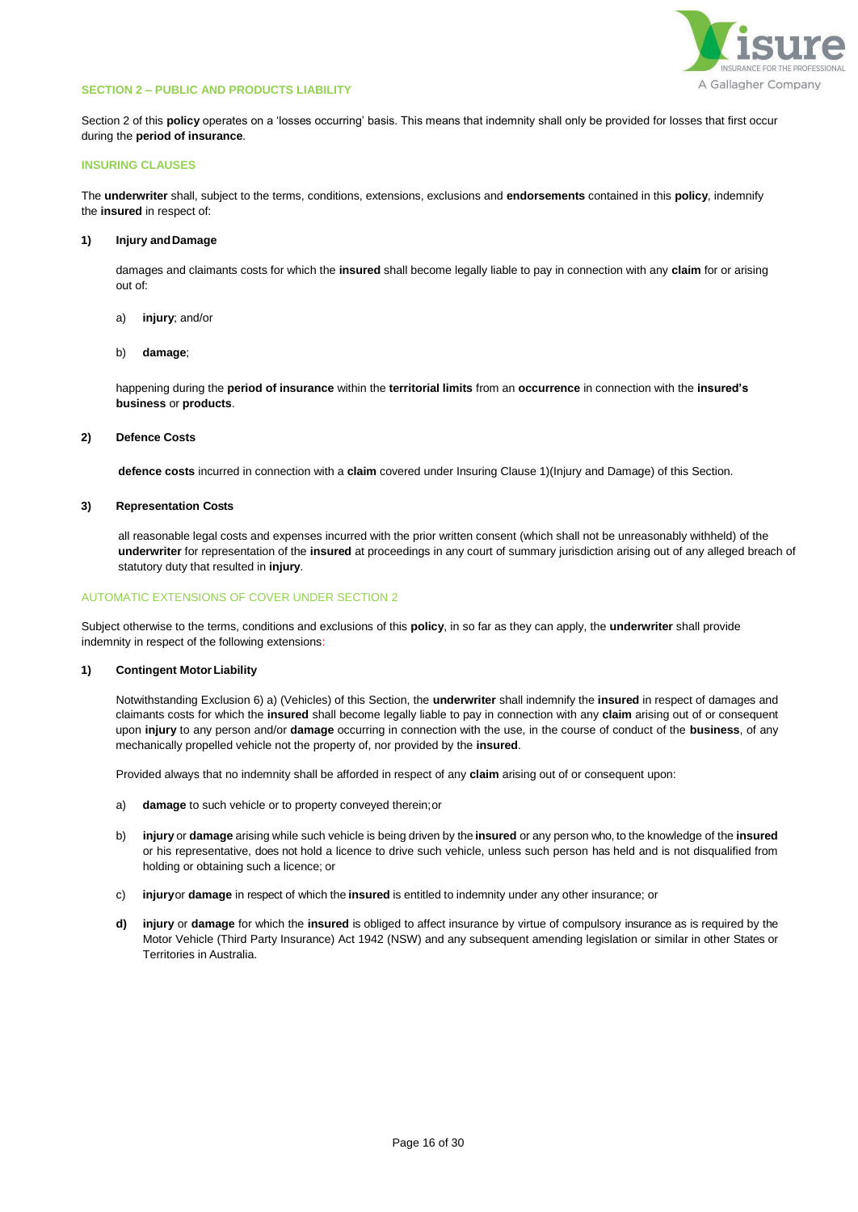## SECTION 2 – PUBLIC AND PRODUCTS LIABILITY

Section 2 of this **policy** operates on a 'losses occurring' basis. This means that indemnity shall only be provided for losses that first occur during the **period of insurance**.

### INSURING CLAUSES

The **underwriter** shall, subject to the terms, conditions, extensions, exclusions and **endorsements** contained in this **policy**, indemnify the **insured** in respect of:

**1) Injury and Damage**

damages and claimants costs for which the **insured** shall become legally liable to pay in connection with any **claim** for or arising out of:

a) **injury**; and/or

b) **damage**;

happening during the **period of insurance** within the **territorial limits** from an **occurrence** in connection with the **insured's business** or **products**.

**2) Defence Costs**

**defence costs** incurred in connection with a **claim** covered under Insuring Clause 1)(Injury and Damage) of this Section.

**3) Representation Costs**

all reasonable legal costs and expenses incurred with the prior written consent (which shall not be unreasonably withheld) of the **underwriter** for representation of the **insured** at proceedings in any court of summary jurisdiction arising out of any alleged breach of statutory duty that resulted in **injury**.

### AUTOMATIC EXTENSIONS OF COVER UNDER SECTION 2

Subject otherwise to the terms, conditions and exclusions of this **policy**, in so far as they can apply, the **underwriter** shall provide indemnity in respect of the following extensions:

**1) Contingent Motor Liability**

Notwithstanding Exclusion 6) a) (Vehicles) of this Section, the **underwriter** shall indemnify the **insured** in respect of damages and claimants costs for which the **insured** shall become legally liable to pay in connection with any **claim** arising out of or consequent upon **injury** to any person and/or **damage** occurring in connection with the use, in the course of conduct of the **business**, of any mechanically propelled vehicle not the property of, nor provided by the **insured**.

Provided always that no indemnity shall be afforded in respect of any **claim** arising out of or consequent upon:

a) **damage** to such vehicle or to property conveyed therein; or

b) **injury** or **damage** arising while such vehicle is being driven by the **insured** or any person who, to the knowledge of the **insured** or his representative, does not hold a licence to drive such vehicle, unless such person has held and is not disqualified from holding or obtaining such a licence; or

c) **injury** or **damage** in respect of which the **insured** is entitled to indemnity under any other insurance; or

**d)** **injury** or **damage** for which the **insured** is obliged to affect insurance by virtue of compulsory insurance as is required by the Motor Vehicle (Third Party Insurance) Act 1942 (NSW) and any subsequent amending legislation or similar in other States or Territories in Australia.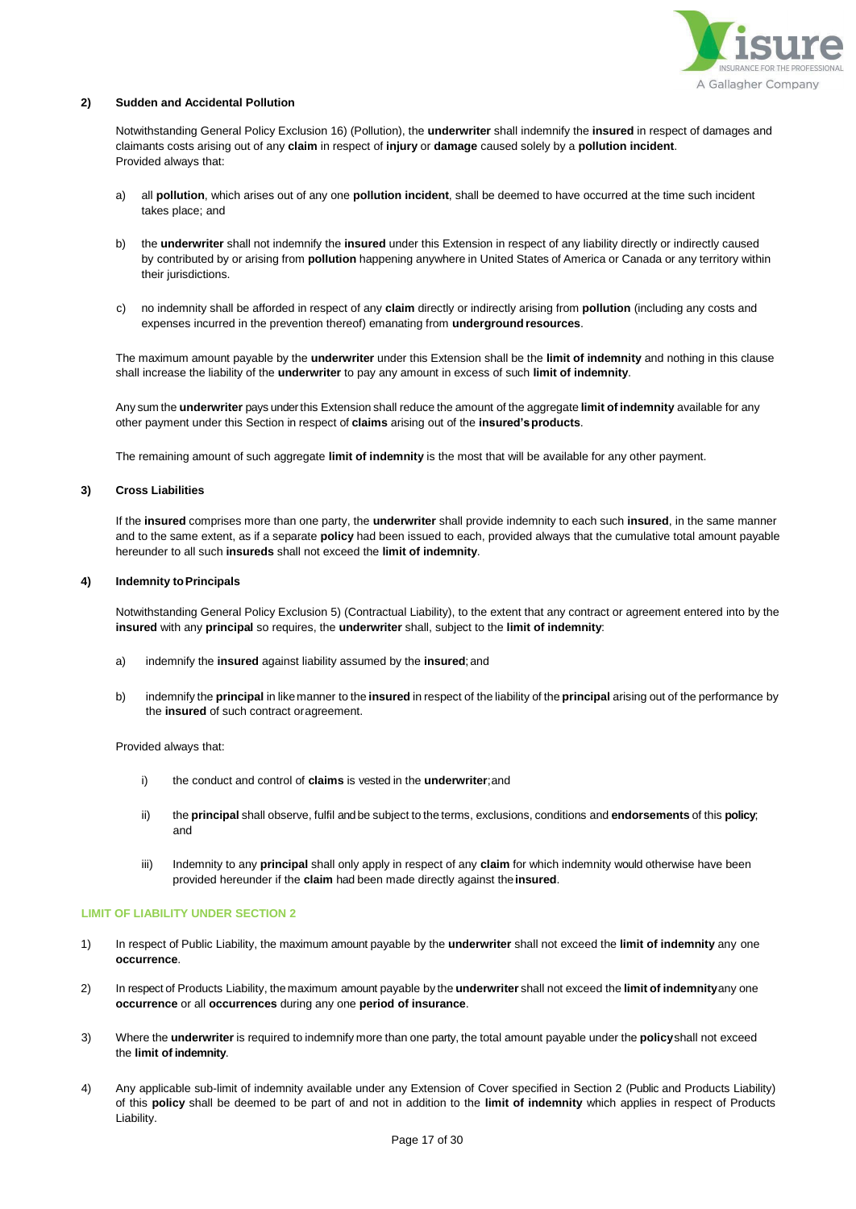**2) Sudden and Accidental Pollution**

Notwithstanding General Policy Exclusion 16) (Pollution), the **underwriter** shall indemnify the **insured** in respect of damages and claimants costs arising out of any **claim** in respect of **injury** or **damage** caused solely by a **pollution incident**. Provided always that:

a) all **pollution**, which arises out of any one **pollution incident**, shall be deemed to have occurred at the time such incident takes place; and

b) the **underwriter** shall not indemnify the **insured** under this Extension in respect of any liability directly or indirectly caused by contributed by or arising from **pollution** happening anywhere in United States of America or Canada or any territory within their jurisdictions.

c) no indemnity shall be afforded in respect of any **claim** directly or indirectly arising from **pollution** (including any costs and expenses incurred in the prevention thereof) emanating from **underground resources**.

The maximum amount payable by the **underwriter** under this Extension shall be the **limit of indemnity** and nothing in this clause shall increase the liability of the **underwriter** to pay any amount in excess of such **limit of indemnity**.

Any sum the **underwriter** pays under this Extension shall reduce the amount of the aggregate **limit of indemnity** available for any other payment under this Section in respect of **claims** arising out of the **insured's products**.

The remaining amount of such aggregate **limit of indemnity** is the most that will be available for any other payment.

**3) Cross Liabilities**

If the **insured** comprises more than one party, the **underwriter** shall provide indemnity to each such **insured**, in the same manner and to the same extent, as if a separate **policy** had been issued to each, provided always that the cumulative total amount payable hereunder to all such **insureds** shall not exceed the **limit of indemnity**.

**4) Indemnity to Principals**

Notwithstanding General Policy Exclusion 5) (Contractual Liability), to the extent that any contract or agreement entered into by the **insured** with any **principal** so requires, the **underwriter** shall, subject to the **limit of indemnity**:

a) indemnify the **insured** against liability assumed by the **insured**; and

b) indemnify the **principal** in like manner to the **insured** in respect of the liability of the **principal** arising out of the performance by the **insured** of such contract or agreement.

Provided always that:

i) the conduct and control of **claims** is vested in the **underwriter**; and

ii) the **principal** shall observe, fulfil and be subject to the terms, exclusions, conditions and **endorsements** of this **policy**; and

iii) Indemnity to any **principal** shall only apply in respect of any **claim** for which indemnity would otherwise have been provided hereunder if the **claim** had been made directly against the **insured**.

## LIMIT OF LIABILITY UNDER SECTION 2

1) In respect of Public Liability, the maximum amount payable by the **underwriter** shall not exceed the **limit of indemnity** any one **occurrence**.

2) In respect of Products Liability, the maximum amount payable by the **underwriter** shall not exceed the **limit of indemnity** any one **occurrence** or all **occurrences** during any one **period of insurance**.

3) Where the **underwriter** is required to indemnify more than one party, the total amount payable under the **policy** shall not exceed the **limit of indemnity**.

4) Any applicable sub-limit of indemnity available under any Extension of Cover specified in Section 2 (Public and Products Liability) of this **policy** shall be deemed to be part of and not in addition to the **limit of indemnity** which applies in respect of Products Liability.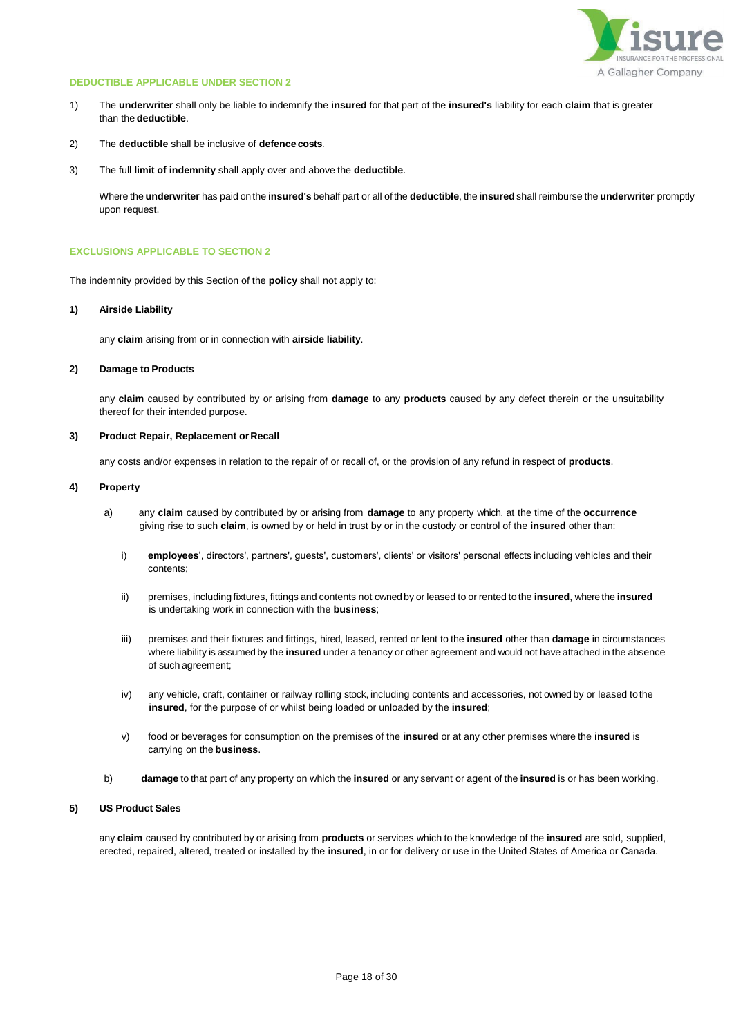## DEDUCTIBLE APPLICABLE UNDER SECTION 2

1) The **underwriter** shall only be liable to indemnify the **insured** for that part of the **insured's** liability for each **claim** that is greater than the **deductible**.

2) The **deductible** shall be inclusive of **defence costs**.

3) The full **limit of indemnity** shall apply over and above the **deductible**.

   Where the **underwriter** has paid on the **insured's** behalf part or all of the **deductible**, the **insured** shall reimburse the **underwriter** promptly upon request.

## EXCLUSIONS APPLICABLE TO SECTION 2

The indemnity provided by this Section of the **policy** shall not apply to:

**1) Airside Liability**

any **claim** arising from or in connection with **airside liability**.

**2) Damage to Products**

any **claim** caused by contributed by or arising from **damage** to any **products** caused by any defect therein or the unsuitability thereof for their intended purpose.

**3) Product Repair, Replacement or Recall**

any costs and/or expenses in relation to the repair of or recall of, or the provision of any refund in respect of **products**.

**4) Property**

a) any **claim** caused by contributed by or arising from **damage** to any property which, at the time of the **occurrence** giving rise to such **claim**, is owned by or held in trust by or in the custody or control of the **insured** other than:

   i) **employees**', directors', partners', guests', customers', clients' or visitors' personal effects including vehicles and their contents;

   ii) premises, including fixtures, fittings and contents not owned by or leased to or rented to the **insured**, where the **insured** is undertaking work in connection with the **business**;

   iii) premises and their fixtures and fittings, hired, leased, rented or lent to the **insured** other than **damage** in circumstances where liability is assumed by the **insured** under a tenancy or other agreement and would not have attached in the absence of such agreement;

   iv) any vehicle, craft, container or railway rolling stock, including contents and accessories, not owned by or leased to the **insured**, for the purpose of or whilst being loaded or unloaded by the **insured**;

   v) food or beverages for consumption on the premises of the **insured** or at any other premises where the **insured** is carrying on the **business**.

b) **damage** to that part of any property on which the **insured** or any servant or agent of the **insured** is or has been working.

**5) US Product Sales**

any **claim** caused by contributed by or arising from **products** or services which to the knowledge of the **insured** are sold, supplied, erected, repaired, altered, treated or installed by the **insured**, in or for delivery or use in the United States of America or Canada.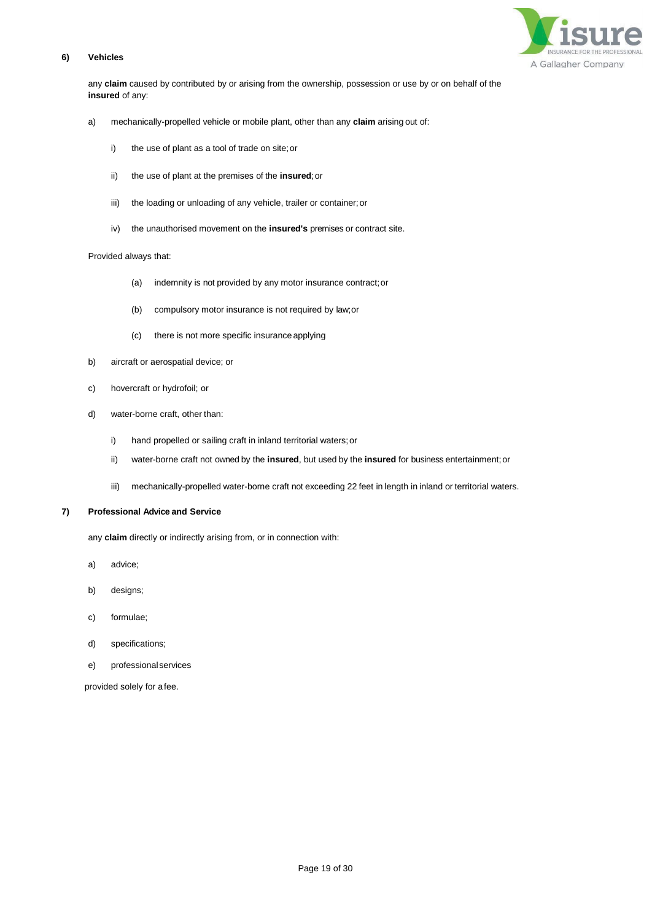**6) Vehicles**

any **claim** caused by contributed by or arising from the ownership, possession or use by or on behalf of the **insured** of any:

a) mechanically-propelled vehicle or mobile plant, other than any **claim** arising out of:

   i) the use of plant as a tool of trade on site; or

   ii) the use of plant at the premises of the **insured**; or

   iii) the loading or unloading of any vehicle, trailer or container; or

   iv) the unauthorised movement on the **insured's** premises or contract site.

   Provided always that:

   (a) indemnity is not provided by any motor insurance contract; or

   (b) compulsory motor insurance is not required by law; or

   (c) there is not more specific insurance applying

b) aircraft or aerospatial device; or

c) hovercraft or hydrofoil; or

d) water-borne craft, other than:

   i) hand propelled or sailing craft in inland territorial waters; or

   ii) water-borne craft not owned by the **insured**, but used by the **insured** for business entertainment; or

   iii) mechanically-propelled water-borne craft not exceeding 22 feet in length in inland or territorial waters.

**7) Professional Advice and Service**

any **claim** directly or indirectly arising from, or in connection with:

a) advice;

b) designs;

c) formulae;

d) specifications;

e) professional services

provided solely for a fee.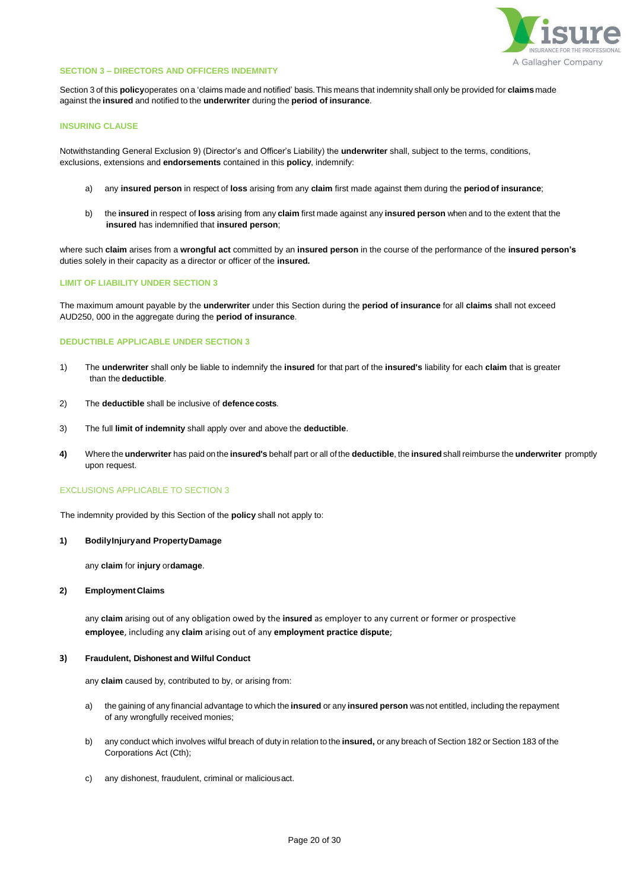## SECTION 3 – DIRECTORS AND OFFICERS INDEMNITY

Section 3 of this **policy** operates on a 'claims made and notified' basis. This means that indemnity shall only be provided for **claims** made against the **insured** and notified to the **underwriter** during the **period of insurance**.

### INSURING CLAUSE

Notwithstanding General Exclusion 9) (Director's and Officer's Liability) the **underwriter** shall, subject to the terms, conditions, exclusions, extensions and **endorsements** contained in this **policy**, indemnify:

a) any **insured person** in respect of **loss** arising from any **claim** first made against them during the **period of insurance**;

b) the **insured** in respect of **loss** arising from any **claim** first made against any **insured person** when and to the extent that the **insured** has indemnified that **insured person**;

where such **claim** arises from a **wrongful act** committed by an **insured person** in the course of the performance of the **insured person's** duties solely in their capacity as a director or officer of the **insured.**

### LIMIT OF LIABILITY UNDER SECTION 3

The maximum amount payable by the **underwriter** under this Section during the **period of insurance** for all **claims** shall not exceed AUD250, 000 in the aggregate during the **period of insurance**.

### DEDUCTIBLE APPLICABLE UNDER SECTION 3

1) The **underwriter** shall only be liable to indemnify the **insured** for that part of the **insured's** liability for each **claim** that is greater than the **deductible**.

2) The **deductible** shall be inclusive of **defence costs**.

3) The full **limit of indemnity** shall apply over and above the **deductible**.

4) Where the **underwriter** has paid on the **insured's** behalf part or all of the **deductible**, the **insured** shall reimburse the **underwriter** promptly upon request.

### EXCLUSIONS APPLICABLE TO SECTION 3

The indemnity provided by this Section of the **policy** shall not apply to:

**1) Bodily Injury and Property Damage**

any **claim** for **injury** or **damage**.

**2) Employment Claims**

any **claim** arising out of any obligation owed by the **insured** as employer to any current or former or prospective **employee**, including any **claim** arising out of any **employment practice dispute**;

**3) Fraudulent, Dishonest and Wilful Conduct**

any **claim** caused by, contributed to by, or arising from:

a) the gaining of any financial advantage to which the **insured** or any **insured person** was not entitled, including the repayment of any wrongfully received monies;

b) any conduct which involves wilful breach of duty in relation to the **insured,** or any breach of Section 182 or Section 183 of the Corporations Act (Cth);

c) any dishonest, fraudulent, criminal or malicious act.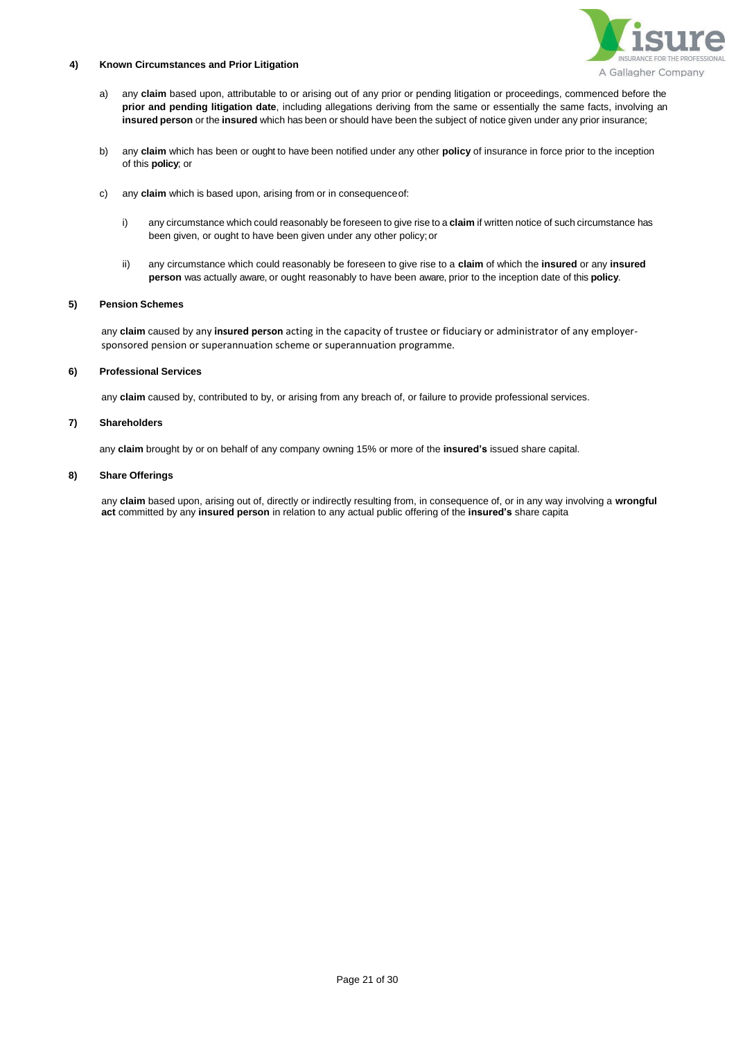**4) Known Circumstances and Prior Litigation**

a) any **claim** based upon, attributable to or arising out of any prior or pending litigation or proceedings, commenced before the **prior and pending litigation date**, including allegations deriving from the same or essentially the same facts, involving an **insured person** or the **insured** which has been or should have been the subject of notice given under any prior insurance;

b) any **claim** which has been or ought to have been notified under any other **policy** of insurance in force prior to the inception of this **policy**; or

c) any **claim** which is based upon, arising from or in consequence of:

i) any circumstance which could reasonably be foreseen to give rise to a **claim** if written notice of such circumstance has been given, or ought to have been given under any other policy; or

ii) any circumstance which could reasonably be foreseen to give rise to a **claim** of which the **insured** or any **insured person** was actually aware, or ought reasonably to have been aware, prior to the inception date of this **policy**.

**5) Pension Schemes**

any **claim** caused by any **insured person** acting in the capacity of trustee or fiduciary or administrator of any employer-sponsored pension or superannuation scheme or superannuation programme.

**6) Professional Services**

any **claim** caused by, contributed to by, or arising from any breach of, or failure to provide professional services.

**7) Shareholders**

any **claim** brought by or on behalf of any company owning 15% or more of the **insured's** issued share capital.

**8) Share Offerings**

any **claim** based upon, arising out of, directly or indirectly resulting from, in consequence of, or in any way involving a **wrongful act** committed by any **insured person** in relation to any actual public offering of the **insured's** share capita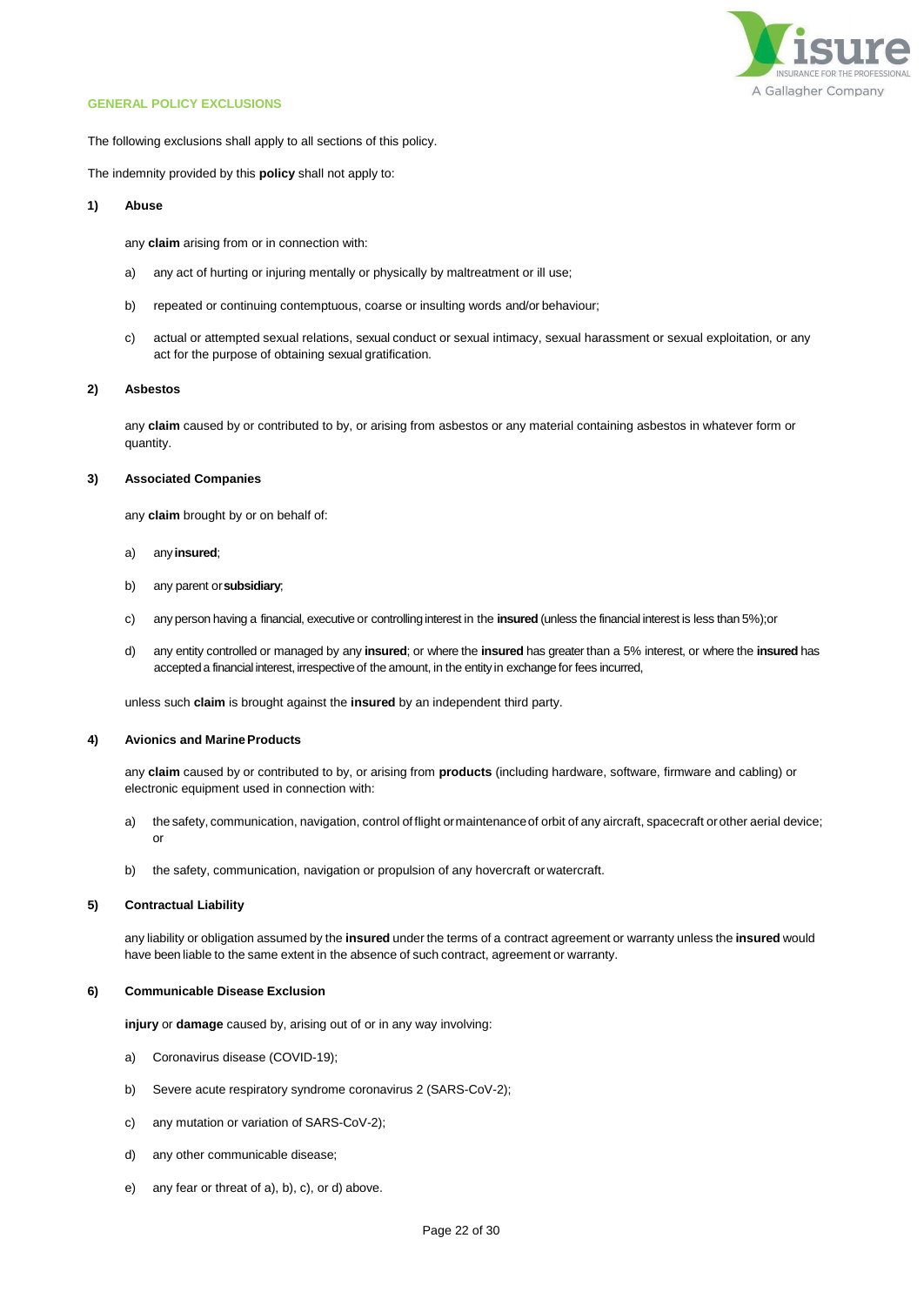## GENERAL POLICY EXCLUSIONS

The following exclusions shall apply to all sections of this policy.

The indemnity provided by this **policy** shall not apply to:

**1) Abuse**

any **claim** arising from or in connection with:

a) any act of hurting or injuring mentally or physically by maltreatment or ill use;

b) repeated or continuing contemptuous, coarse or insulting words and/or behaviour;

c) actual or attempted sexual relations, sexual conduct or sexual intimacy, sexual harassment or sexual exploitation, or any act for the purpose of obtaining sexual gratification.

**2) Asbestos**

any **claim** caused by or contributed to by, or arising from asbestos or any material containing asbestos in whatever form or quantity.

**3) Associated Companies**

any **claim** brought by or on behalf of:

a) any **insured**;

b) any parent or **subsidiary**;

c) any person having a financial, executive or controlling interest in the **insured** (unless the financial interest is less than 5%);or

d) any entity controlled or managed by any **insured**; or where the **insured** has greater than a 5% interest, or where the **insured** has accepted a financial interest, irrespective of the amount, in the entity in exchange for fees incurred,

unless such **claim** is brought against the **insured** by an independent third party.

**4) Avionics and Marine Products**

any **claim** caused by or contributed to by, or arising from **products** (including hardware, software, firmware and cabling) or electronic equipment used in connection with:

a) the safety, communication, navigation, control of flight or maintenance of orbit of any aircraft, spacecraft or other aerial device; or

b) the safety, communication, navigation or propulsion of any hovercraft or watercraft.

**5) Contractual Liability**

any liability or obligation assumed by the **insured** under the terms of a contract agreement or warranty unless the **insured** would have been liable to the same extent in the absence of such contract, agreement or warranty.

**6) Communicable Disease Exclusion**

**injury** or **damage** caused by, arising out of or in any way involving:

a) Coronavirus disease (COVID-19);

b) Severe acute respiratory syndrome coronavirus 2 (SARS-CoV-2);

c) any mutation or variation of SARS-CoV-2);

d) any other communicable disease;

e) any fear or threat of a), b), c), or d) above.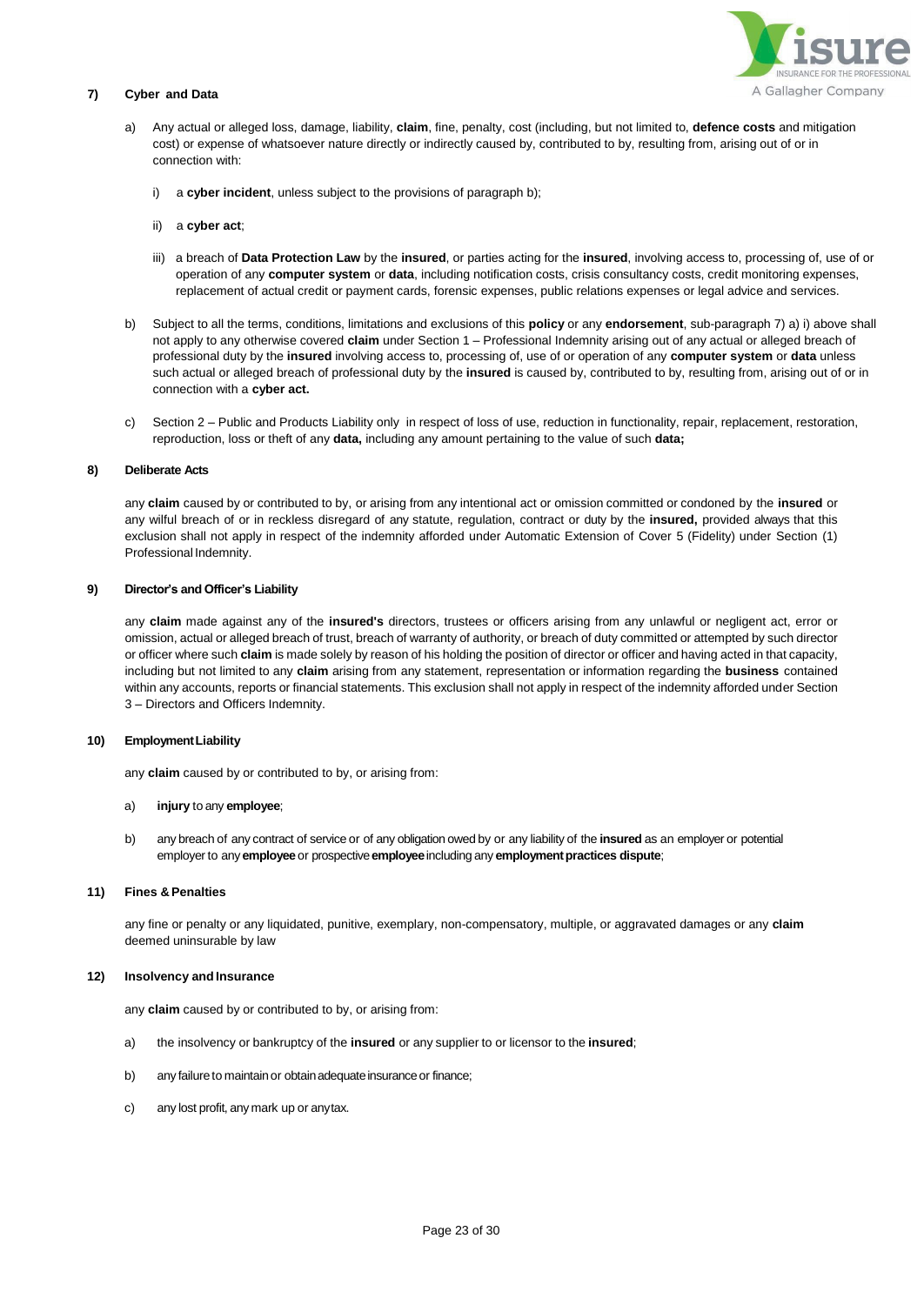**7) Cyber and Data**

a) Any actual or alleged loss, damage, liability, **claim**, fine, penalty, cost (including, but not limited to, **defence costs** and mitigation cost) or expense of whatsoever nature directly or indirectly caused by, contributed to by, resulting from, arising out of or in connection with:

   i) a **cyber incident**, unless subject to the provisions of paragraph b);

   ii) a **cyber act**;

   iii) a breach of **Data Protection Law** by the **insured**, or parties acting for the **insured**, involving access to, processing of, use of or operation of any **computer system** or **data**, including notification costs, crisis consultancy costs, credit monitoring expenses, replacement of actual credit or payment cards, forensic expenses, public relations expenses or legal advice and services.

b) Subject to all the terms, conditions, limitations and exclusions of this **policy** or any **endorsement**, sub-paragraph 7) a) i) above shall not apply to any otherwise covered **claim** under Section 1 – Professional Indemnity arising out of any actual or alleged breach of professional duty by the **insured** involving access to, processing of, use of or operation of any **computer system** or **data** unless such actual or alleged breach of professional duty by the **insured** is caused by, contributed to by, resulting from, arising out of or in connection with a **cyber act.**

c) Section 2 – Public and Products Liability only in respect of loss of use, reduction in functionality, repair, replacement, restoration, reproduction, loss or theft of any **data,** including any amount pertaining to the value of such **data;**

**8) Deliberate Acts**

any **claim** caused by or contributed to by, or arising from any intentional act or omission committed or condoned by the **insured** or any wilful breach of or in reckless disregard of any statute, regulation, contract or duty by the **insured,** provided always that this exclusion shall not apply in respect of the indemnity afforded under Automatic Extension of Cover 5 (Fidelity) under Section (1) Professional Indemnity.

**9) Director's and Officer's Liability**

any **claim** made against any of the **insured's** directors, trustees or officers arising from any unlawful or negligent act, error or omission, actual or alleged breach of trust, breach of warranty of authority, or breach of duty committed or attempted by such director or officer where such **claim** is made solely by reason of his holding the position of director or officer and having acted in that capacity, including but not limited to any **claim** arising from any statement, representation or information regarding the **business** contained within any accounts, reports or financial statements. This exclusion shall not apply in respect of the indemnity afforded under Section 3 – Directors and Officers Indemnity.

**10) Employment Liability**

any **claim** caused by or contributed to by, or arising from:

a) **injury** to any **employee**;

b) any breach of any contract of service or of any obligation owed by or any liability of the **insured** as an employer or potential employer to any **employee** or prospective **employee** including any **employment practices dispute**;

**11) Fines & Penalties**

any fine or penalty or any liquidated, punitive, exemplary, non-compensatory, multiple, or aggravated damages or any **claim** deemed uninsurable by law

**12) Insolvency and Insurance**

any **claim** caused by or contributed to by, or arising from:

a) the insolvency or bankruptcy of the **insured** or any supplier to or licensor to the **insured**;

b) any failure to maintain or obtain adequate insurance or finance;

c) any lost profit, any mark up or any tax.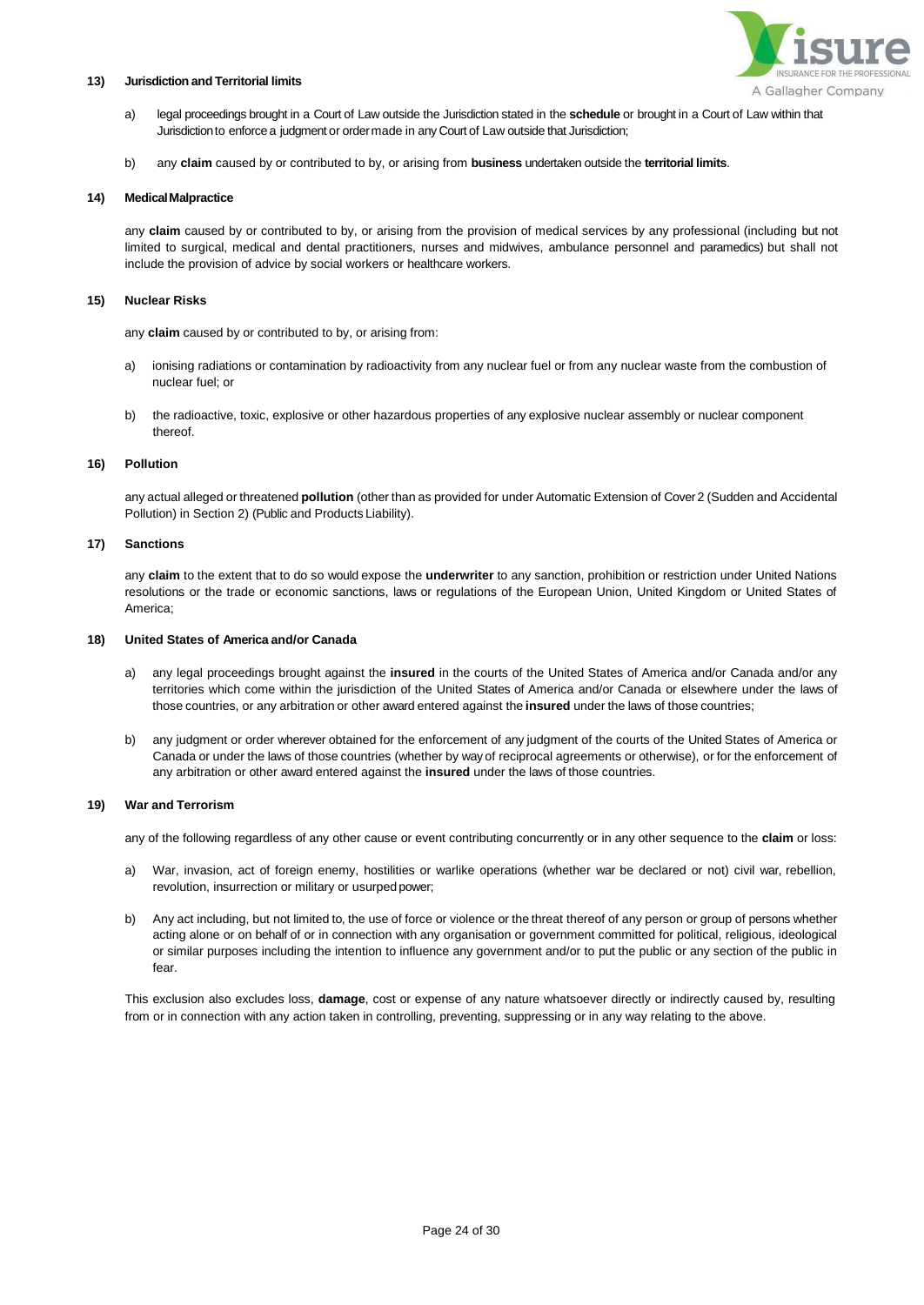**13) Jurisdiction and Territorial limits**

a) legal proceedings brought in a Court of Law outside the Jurisdiction stated in the **schedule** or brought in a Court of Law within that Jurisdiction to enforce a judgment or order made in any Court of Law outside that Jurisdiction;

b) any **claim** caused by or contributed to by, or arising from **business** undertaken outside the **territorial limits**.

**14) Medical Malpractice**

any **claim** caused by or contributed to by, or arising from the provision of medical services by any professional (including but not limited to surgical, medical and dental practitioners, nurses and midwives, ambulance personnel and paramedics) but shall not include the provision of advice by social workers or healthcare workers.

**15) Nuclear Risks**

any **claim** caused by or contributed to by, or arising from:

a) ionising radiations or contamination by radioactivity from any nuclear fuel or from any nuclear waste from the combustion of nuclear fuel; or

b) the radioactive, toxic, explosive or other hazardous properties of any explosive nuclear assembly or nuclear component thereof.

**16) Pollution**

any actual alleged or threatened **pollution** (other than as provided for under Automatic Extension of Cover 2 (Sudden and Accidental Pollution) in Section 2) (Public and Products Liability).

**17) Sanctions**

any **claim** to the extent that to do so would expose the **underwriter** to any sanction, prohibition or restriction under United Nations resolutions or the trade or economic sanctions, laws or regulations of the European Union, United Kingdom or United States of America;

**18) United States of America and/or Canada**

a) any legal proceedings brought against the **insured** in the courts of the United States of America and/or Canada and/or any territories which come within the jurisdiction of the United States of America and/or Canada or elsewhere under the laws of those countries, or any arbitration or other award entered against the **insured** under the laws of those countries;

b) any judgment or order wherever obtained for the enforcement of any judgment of the courts of the United States of America or Canada or under the laws of those countries (whether by way of reciprocal agreements or otherwise), or for the enforcement of any arbitration or other award entered against the **insured** under the laws of those countries.

**19) War and Terrorism**

any of the following regardless of any other cause or event contributing concurrently or in any other sequence to the **claim** or loss:

a) War, invasion, act of foreign enemy, hostilities or warlike operations (whether war be declared or not) civil war, rebellion, revolution, insurrection or military or usurped power;

b) Any act including, but not limited to, the use of force or violence or the threat thereof of any person or group of persons whether acting alone or on behalf of or in connection with any organisation or government committed for political, religious, ideological or similar purposes including the intention to influence any government and/or to put the public or any section of the public in fear.

This exclusion also excludes loss, **damage**, cost or expense of any nature whatsoever directly or indirectly caused by, resulting from or in connection with any action taken in controlling, preventing, suppressing or in any way relating to the above.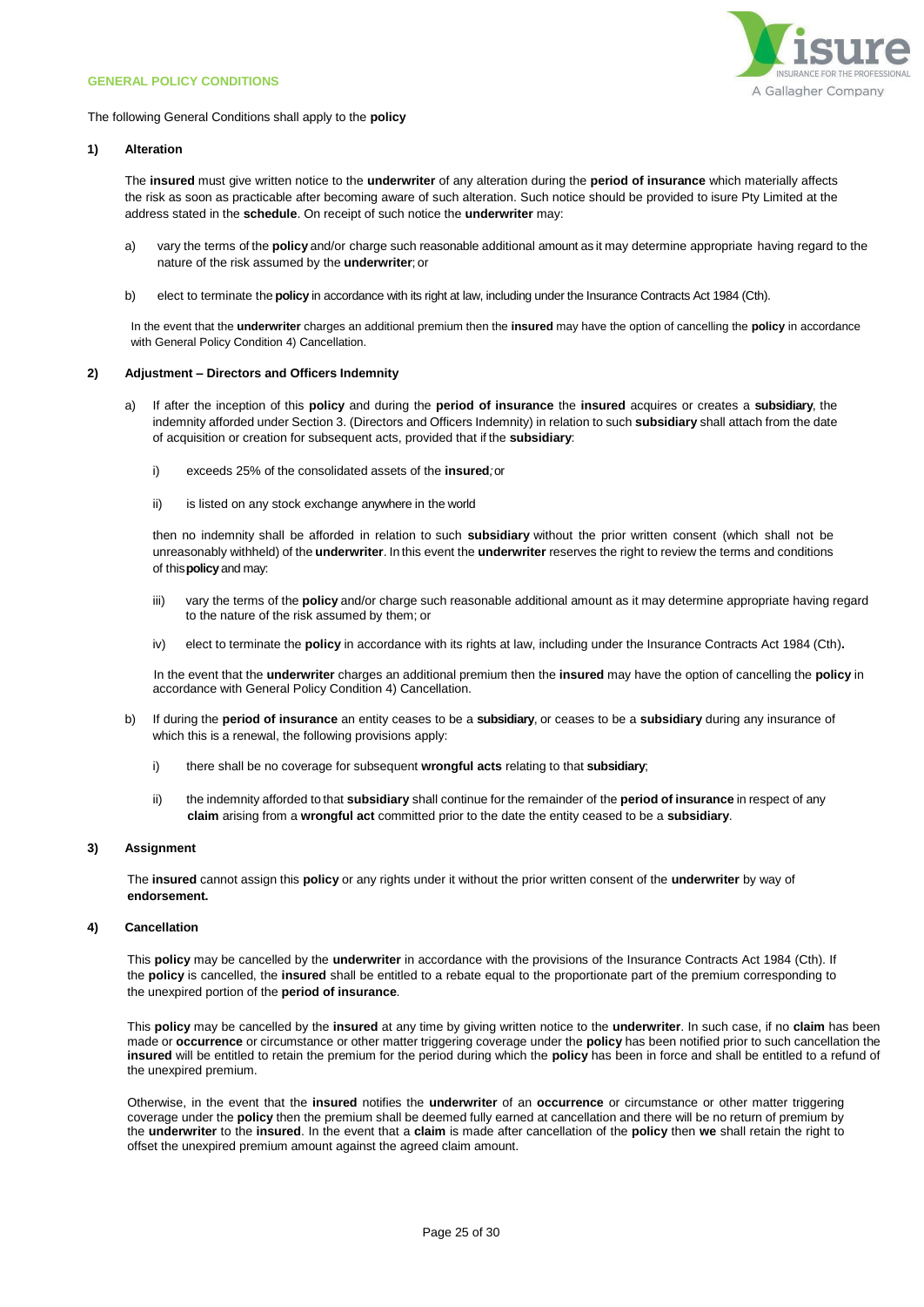## GENERAL POLICY CONDITIONS

The following General Conditions shall apply to the **policy**

### 1) Alteration

The **insured** must give written notice to the **underwriter** of any alteration during the **period of insurance** which materially affects the risk as soon as practicable after becoming aware of such alteration. Such notice should be provided to isure Pty Limited at the address stated in the **schedule**. On receipt of such notice the **underwriter** may:

a) vary the terms of the **policy** and/or charge such reasonable additional amount as it may determine appropriate having regard to the nature of the risk assumed by the **underwriter**; or

b) elect to terminate the **policy** in accordance with its right at law, including under the Insurance Contracts Act 1984 (Cth).

In the event that the **underwriter** charges an additional premium then the **insured** may have the option of cancelling the **policy** in accordance with General Policy Condition 4) Cancellation.

### 2) Adjustment – Directors and Officers Indemnity

a) If after the inception of this **policy** and during the **period of insurance** the **insured** acquires or creates a **subsidiary**, the indemnity afforded under Section 3. (Directors and Officers Indemnity) in relation to such **subsidiary** shall attach from the date of acquisition or creation for subsequent acts, provided that if the **subsidiary**:

   i) exceeds 25% of the consolidated assets of the **insured**; or

   ii) is listed on any stock exchange anywhere in the world

   then no indemnity shall be afforded in relation to such **subsidiary** without the prior written consent (which shall not be unreasonably withheld) of the **underwriter**. In this event the **underwriter** reserves the right to review the terms and conditions of this **policy** and may:

   iii) vary the terms of the **policy** and/or charge such reasonable additional amount as it may determine appropriate having regard to the nature of the risk assumed by them; or

   iv) elect to terminate the **policy** in accordance with its rights at law, including under the Insurance Contracts Act 1984 (Cth)**.**

   In the event that the **underwriter** charges an additional premium then the **insured** may have the option of cancelling the **policy** in accordance with General Policy Condition 4) Cancellation.

b) If during the **period of insurance** an entity ceases to be a **subsidiary**, or ceases to be a **subsidiary** during any insurance of which this is a renewal, the following provisions apply:

   i) there shall be no coverage for subsequent **wrongful acts** relating to that **subsidiary**;

   ii) the indemnity afforded to that **subsidiary** shall continue for the remainder of the **period of insurance** in respect of any **claim** arising from a **wrongful act** committed prior to the date the entity ceased to be a **subsidiary**.

### 3) Assignment

The **insured** cannot assign this **policy** or any rights under it without the prior written consent of the **underwriter** by way of **endorsement.**

### 4) Cancellation

This **policy** may be cancelled by the **underwriter** in accordance with the provisions of the Insurance Contracts Act 1984 (Cth). If the **policy** is cancelled, the **insured** shall be entitled to a rebate equal to the proportionate part of the premium corresponding to the unexpired portion of the **period of insurance**.

This **policy** may be cancelled by the **insured** at any time by giving written notice to the **underwriter**. In such case, if no **claim** has been made or **occurrence** or circumstance or other matter triggering coverage under the **policy** has been notified prior to such cancellation the **insured** will be entitled to retain the premium for the period during which the **policy** has been in force and shall be entitled to a refund of the unexpired premium.

Otherwise, in the event that the **insured** notifies the **underwriter** of an **occurrence** or circumstance or other matter triggering coverage under the **policy** then the premium shall be deemed fully earned at cancellation and there will be no return of premium by the **underwriter** to the **insured**. In the event that a **claim** is made after cancellation of the **policy** then **we** shall retain the right to offset the unexpired premium amount against the agreed claim amount.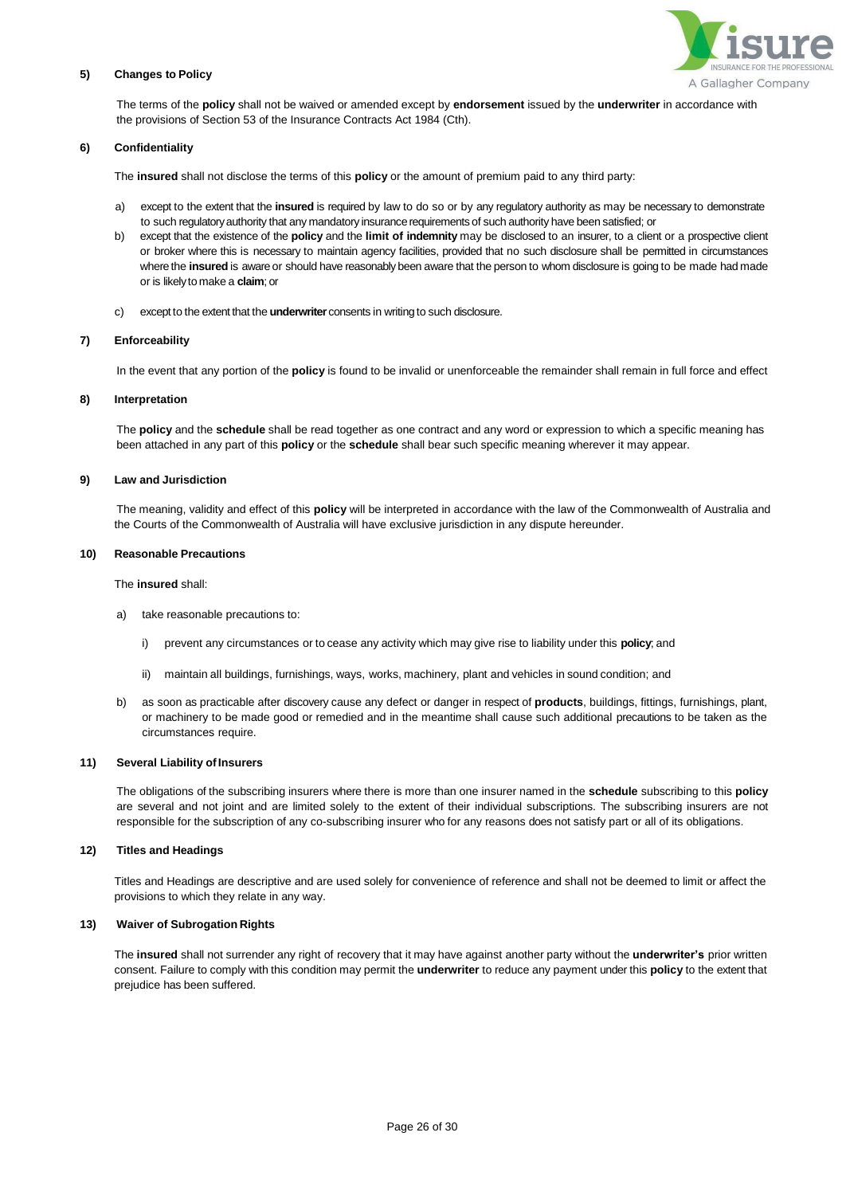**5) Changes to Policy**

The terms of the **policy** shall not be waived or amended except by **endorsement** issued by the **underwriter** in accordance with the provisions of Section 53 of the Insurance Contracts Act 1984 (Cth).

**6) Confidentiality**

The **insured** shall not disclose the terms of this **policy** or the amount of premium paid to any third party:

a) except to the extent that the **insured** is required by law to do so or by any regulatory authority as may be necessary to demonstrate to such regulatory authority that any mandatory insurance requirements of such authority have been satisfied; or

b) except that the existence of the **policy** and the **limit of indemnity** may be disclosed to an insurer, to a client or a prospective client or broker where this is necessary to maintain agency facilities, provided that no such disclosure shall be permitted in circumstances where the **insured** is aware or should have reasonably been aware that the person to whom disclosure is going to be made had made or is likely to make a **claim**; or

c) except to the extent that the **underwriter** consents in writing to such disclosure.

**7) Enforceability**

In the event that any portion of the **policy** is found to be invalid or unenforceable the remainder shall remain in full force and effect

**8) Interpretation**

The **policy** and the **schedule** shall be read together as one contract and any word or expression to which a specific meaning has been attached in any part of this **policy** or the **schedule** shall bear such specific meaning wherever it may appear.

**9) Law and Jurisdiction**

The meaning, validity and effect of this **policy** will be interpreted in accordance with the law of the Commonwealth of Australia and the Courts of the Commonwealth of Australia will have exclusive jurisdiction in any dispute hereunder.

**10) Reasonable Precautions**

The **insured** shall:

a) take reasonable precautions to:

   i) prevent any circumstances or to cease any activity which may give rise to liability under this **policy**; and

   ii) maintain all buildings, furnishings, ways, works, machinery, plant and vehicles in sound condition; and

b) as soon as practicable after discovery cause any defect or danger in respect of **products**, buildings, fittings, furnishings, plant, or machinery to be made good or remedied and in the meantime shall cause such additional precautions to be taken as the circumstances require.

**11) Several Liability of Insurers**

The obligations of the subscribing insurers where there is more than one insurer named in the **schedule** subscribing to this **policy** are several and not joint and are limited solely to the extent of their individual subscriptions. The subscribing insurers are not responsible for the subscription of any co-subscribing insurer who for any reasons does not satisfy part or all of its obligations.

**12) Titles and Headings**

Titles and Headings are descriptive and are used solely for convenience of reference and shall not be deemed to limit or affect the provisions to which they relate in any way.

**13) Waiver of Subrogation Rights**

The **insured** shall not surrender any right of recovery that it may have against another party without the **underwriter's** prior written consent. Failure to comply with this condition may permit the **underwriter** to reduce any payment under this **policy** to the extent that prejudice has been suffered.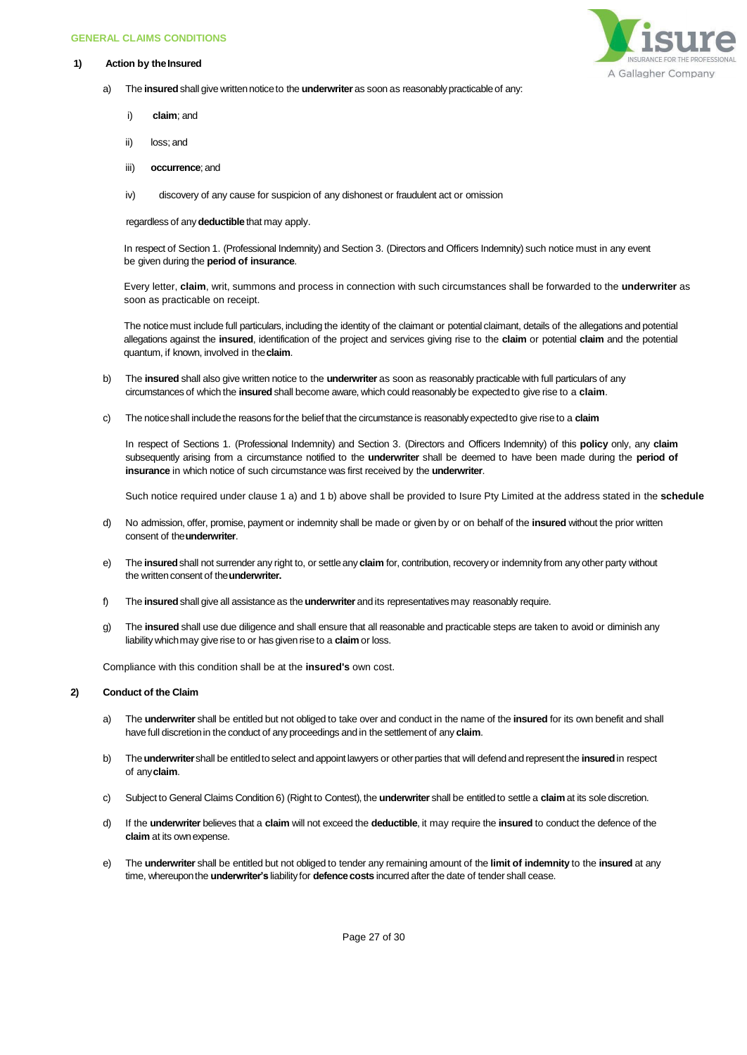## GENERAL CLAIMS CONDITIONS

### 1) Action by the Insured

a) The **insured** shall give written notice to the **underwriter** as soon as reasonably practicable of any:

   i) **claim**; and

   ii) loss; and

   iii) **occurrence**; and

   iv) discovery of any cause for suspicion of any dishonest or fraudulent act or omission

   regardless of any **deductible** that may apply.

   In respect of Section 1. (Professional Indemnity) and Section 3. (Directors and Officers Indemnity) such notice must in any event be given during the **period of insurance**.

   Every letter, **claim**, writ, summons and process in connection with such circumstances shall be forwarded to the **underwriter** as soon as practicable on receipt.

   The notice must include full particulars, including the identity of the claimant or potential claimant, details of the allegations and potential allegations against the **insured**, identification of the project and services giving rise to the **claim** or potential **claim** and the potential quantum, if known, involved in the **claim**.

b) The **insured** shall also give written notice to the **underwriter** as soon as reasonably practicable with full particulars of any circumstances of which the **insured** shall become aware, which could reasonably be expected to give rise to a **claim**.

c) The notice shall include the reasons for the belief that the circumstance is reasonably expected to give rise to a **claim**

   In respect of Sections 1. (Professional Indemnity) and Section 3. (Directors and Officers Indemnity) of this **policy** only, any **claim** subsequently arising from a circumstance notified to the **underwriter** shall be deemed to have been made during the **period of insurance** in which notice of such circumstance was first received by the **underwriter**.

   Such notice required under clause 1 a) and 1 b) above shall be provided to Isure Pty Limited at the address stated in the **schedule**

d) No admission, offer, promise, payment or indemnity shall be made or given by or on behalf of the **insured** without the prior written consent of the **underwriter**.

e) The **insured** shall not surrender any right to, or settle any **claim** for, contribution, recovery or indemnity from any other party without the written consent of the **underwriter.**

f) The **insured** shall give all assistance as the **underwriter** and its representatives may reasonably require.

g) The **insured** shall use due diligence and shall ensure that all reasonable and practicable steps are taken to avoid or diminish any liability which may give rise to or has given rise to a **claim** or loss.

Compliance with this condition shall be at the **insured's** own cost.

### 2) Conduct of the Claim

a) The **underwriter** shall be entitled but not obliged to take over and conduct in the name of the **insured** for its own benefit and shall have full discretion in the conduct of any proceedings and in the settlement of any **claim**.

b) The **underwriter** shall be entitled to select and appoint lawyers or other parties that will defend and represent the **insured** in respect of any **claim**.

c) Subject to General Claims Condition 6) (Right to Contest), the **underwriter** shall be entitled to settle a **claim** at its sole discretion.

d) If the **underwriter** believes that a **claim** will not exceed the **deductible**, it may require the **insured** to conduct the defence of the **claim** at its own expense.

e) The **underwriter** shall be entitled but not obliged to tender any remaining amount of the **limit of indemnity** to the **insured** at any time, whereupon the **underwriter's** liability for **defence costs** incurred after the date of tender shall cease.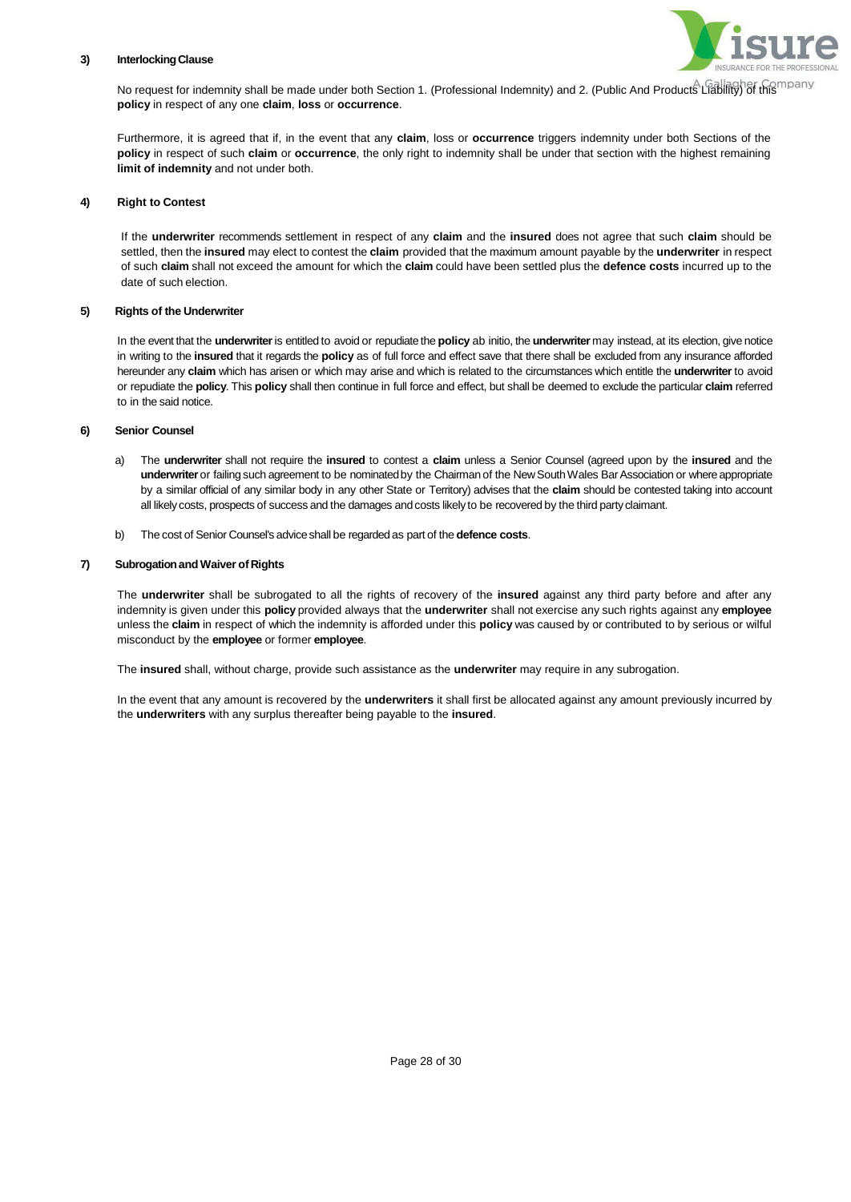### 3) Interlocking Clause

No request for indemnity shall be made under both Section 1. (Professional Indemnity) and 2. (Public And Products Liability) of this **policy** in respect of any one **claim**, **loss** or **occurrence**.

Furthermore, it is agreed that if, in the event that any **claim**, loss or **occurrence** triggers indemnity under both Sections of the **policy** in respect of such **claim** or **occurrence**, the only right to indemnity shall be under that section with the highest remaining **limit of indemnity** and not under both.

### 4) Right to Contest

If the **underwriter** recommends settlement in respect of any **claim** and the **insured** does not agree that such **claim** should be settled, then the **insured** may elect to contest the **claim** provided that the maximum amount payable by the **underwriter** in respect of such **claim** shall not exceed the amount for which the **claim** could have been settled plus the **defence costs** incurred up to the date of such election.

### 5) Rights of the Underwriter

In the event that the **underwriter** is entitled to avoid or repudiate the **policy** ab initio, the **underwriter** may instead, at its election, give notice in writing to the **insured** that it regards the **policy** as of full force and effect save that there shall be excluded from any insurance afforded hereunder any **claim** which has arisen or which may arise and which is related to the circumstances which entitle the **underwriter** to avoid or repudiate the **policy**. This **policy** shall then continue in full force and effect, but shall be deemed to exclude the particular **claim** referred to in the said notice.

### 6) Senior Counsel

a) The **underwriter** shall not require the **insured** to contest a **claim** unless a Senior Counsel (agreed upon by the **insured** and the **underwriter** or failing such agreement to be nominated by the Chairman of the New South Wales Bar Association or where appropriate by a similar official of any similar body in any other State or Territory) advises that the **claim** should be contested taking into account all likely costs, prospects of success and the damages and costs likely to be recovered by the third party claimant.

b) The cost of Senior Counsel's advice shall be regarded as part of the **defence costs**.

### 7) Subrogation and Waiver of Rights

The **underwriter** shall be subrogated to all the rights of recovery of the **insured** against any third party before and after any indemnity is given under this **policy** provided always that the **underwriter** shall not exercise any such rights against any **employee** unless the **claim** in respect of which the indemnity is afforded under this **policy** was caused by or contributed to by serious or wilful misconduct by the **employee** or former **employee**.

The **insured** shall, without charge, provide such assistance as the **underwriter** may require in any subrogation.

In the event that any amount is recovered by the **underwriters** it shall first be allocated against any amount previously incurred by the **underwriters** with any surplus thereafter being payable to the **insured**.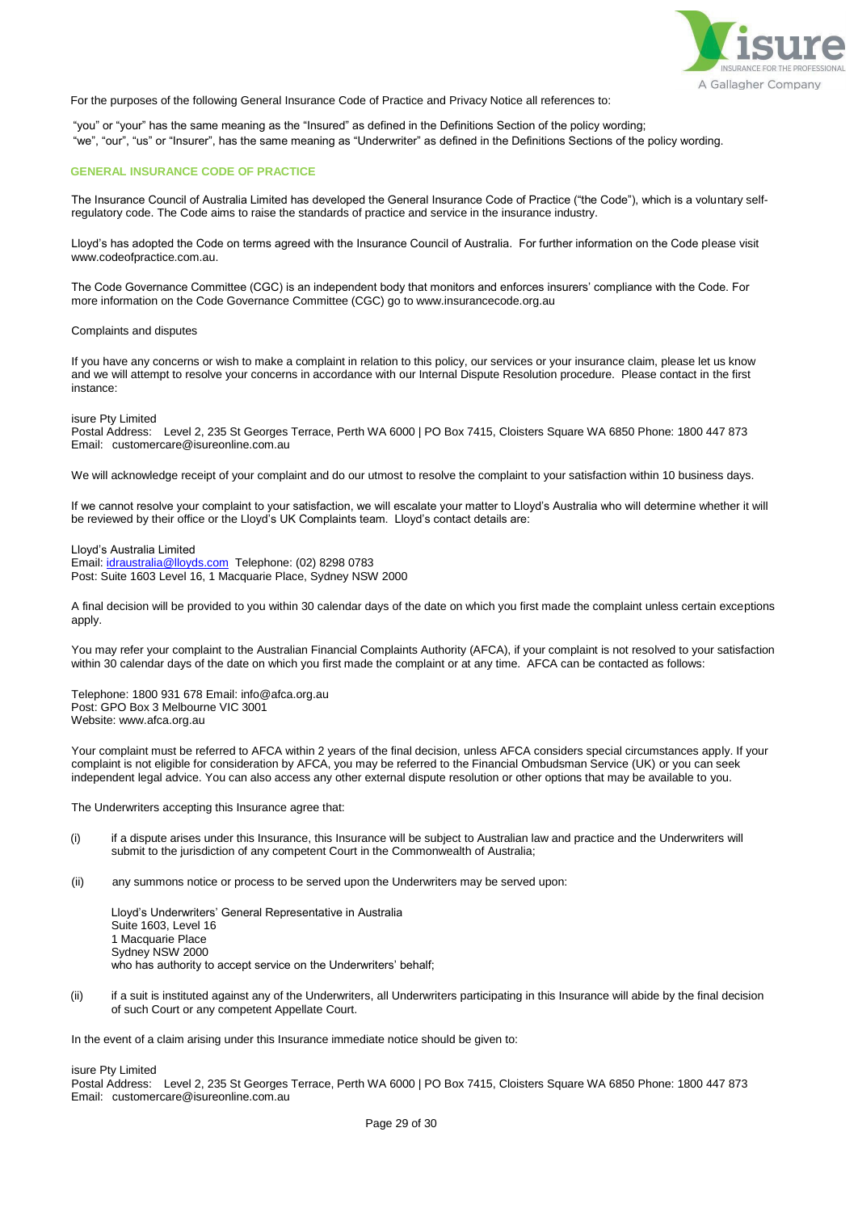For the purposes of the following General Insurance Code of Practice and Privacy Notice all references to:

"you" or "your" has the same meaning as the "Insured" as defined in the Definitions Section of the policy wording;
"we", "our", "us" or "Insurer", has the same meaning as "Underwriter" as defined in the Definitions Sections of the policy wording.

## GENERAL INSURANCE CODE OF PRACTICE

The Insurance Council of Australia Limited has developed the General Insurance Code of Practice ("the Code"), which is a voluntary self-regulatory code. The Code aims to raise the standards of practice and service in the insurance industry.

Lloyd's has adopted the Code on terms agreed with the Insurance Council of Australia. For further information on the Code please visit www.codeofpractice.com.au.

The Code Governance Committee (CGC) is an independent body that monitors and enforces insurers' compliance with the Code. For more information on the Code Governance Committee (CGC) go to www.insurancecode.org.au

Complaints and disputes

If you have any concerns or wish to make a complaint in relation to this policy, our services or your insurance claim, please let us know and we will attempt to resolve your concerns in accordance with our Internal Dispute Resolution procedure. Please contact in the first instance:

isure Pty Limited
Postal Address: Level 2, 235 St Georges Terrace, Perth WA 6000 | PO Box 7415, Cloisters Square WA 6850 Phone: 1800 447 873
Email: customercare@isureonline.com.au

We will acknowledge receipt of your complaint and do our utmost to resolve the complaint to your satisfaction within 10 business days.

If we cannot resolve your complaint to your satisfaction, we will escalate your matter to Lloyd's Australia who will determine whether it will be reviewed by their office or the Lloyd's UK Complaints team. Lloyd's contact details are:

Lloyd's Australia Limited
Email: idraustralia@lloyds.com Telephone: (02) 8298 0783
Post: Suite 1603 Level 16, 1 Macquarie Place, Sydney NSW 2000

A final decision will be provided to you within 30 calendar days of the date on which you first made the complaint unless certain exceptions apply.

You may refer your complaint to the Australian Financial Complaints Authority (AFCA), if your complaint is not resolved to your satisfaction within 30 calendar days of the date on which you first made the complaint or at any time. AFCA can be contacted as follows:

Telephone: 1800 931 678 Email: info@afca.org.au
Post: GPO Box 3 Melbourne VIC 3001
Website: www.afca.org.au

Your complaint must be referred to AFCA within 2 years of the final decision, unless AFCA considers special circumstances apply. If your complaint is not eligible for consideration by AFCA, you may be referred to the Financial Ombudsman Service (UK) or you can seek independent legal advice. You can also access any other external dispute resolution or other options that may be available to you.

The Underwriters accepting this Insurance agree that:

(i) if a dispute arises under this Insurance, this Insurance will be subject to Australian law and practice and the Underwriters will submit to the jurisdiction of any competent Court in the Commonwealth of Australia;

(ii) any summons notice or process to be served upon the Underwriters may be served upon:

   Lloyd's Underwriters' General Representative in Australia
   Suite 1603, Level 16
   1 Macquarie Place
   Sydney NSW 2000
   who has authority to accept service on the Underwriters' behalf;

(ii) if a suit is instituted against any of the Underwriters, all Underwriters participating in this Insurance will abide by the final decision of such Court or any competent Appellate Court.

In the event of a claim arising under this Insurance immediate notice should be given to:

isure Pty Limited
Postal Address: Level 2, 235 St Georges Terrace, Perth WA 6000 | PO Box 7415, Cloisters Square WA 6850 Phone: 1800 447 873
Email: customercare@isureonline.com.au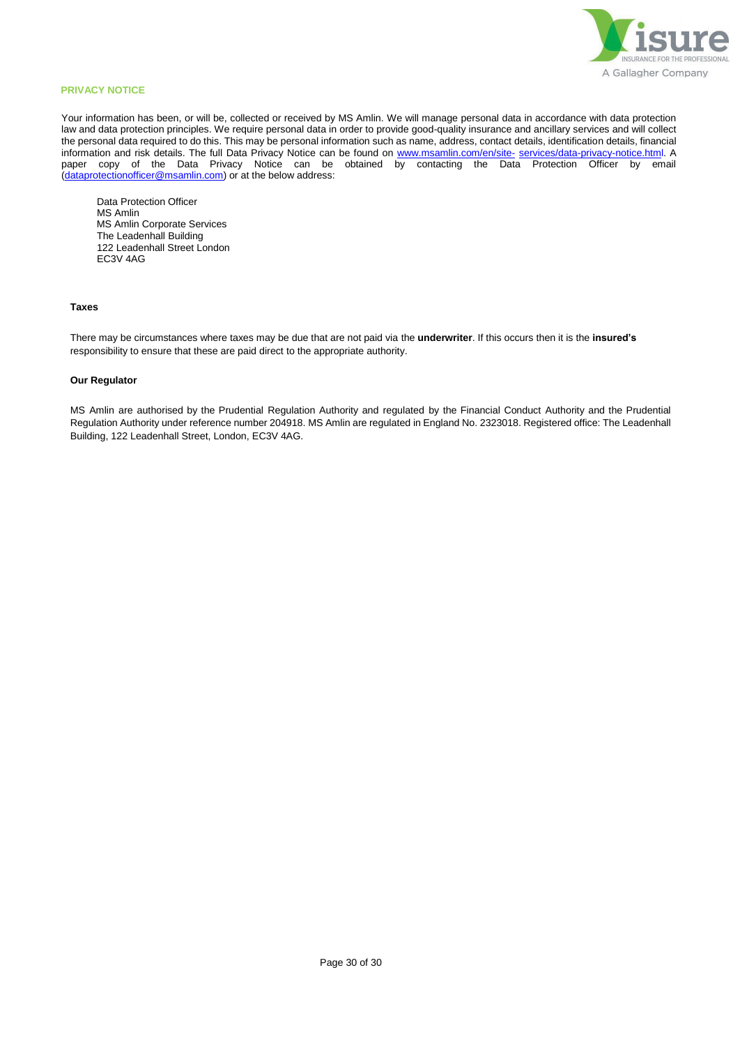## PRIVACY NOTICE

Your information has been, or will be, collected or received by MS Amlin. We will manage personal data in accordance with data protection law and data protection principles. We require personal data in order to provide good-quality insurance and ancillary services and will collect the personal data required to do this. This may be personal information such as name, address, contact details, identification details, financial information and risk details. The full Data Privacy Notice can be found on www.msamlin.com/en/site- services/data-privacy-notice.html. A paper copy of the Data Privacy Notice can be obtained by contacting the Data Protection Officer by email (dataprotectionofficer@msamlin.com) or at the below address:

Data Protection Officer
MS Amlin
MS Amlin Corporate Services
The Leadenhall Building
122 Leadenhall Street London
EC3V 4AG

### Taxes

There may be circumstances where taxes may be due that are not paid via the **underwriter**. If this occurs then it is the **insured's** responsibility to ensure that these are paid direct to the appropriate authority.

### Our Regulator

MS Amlin are authorised by the Prudential Regulation Authority and regulated by the Financial Conduct Authority and the Prudential Regulation Authority under reference number 204918. MS Amlin are regulated in England No. 2323018. Registered office: The Leadenhall Building, 122 Leadenhall Street, London, EC3V 4AG.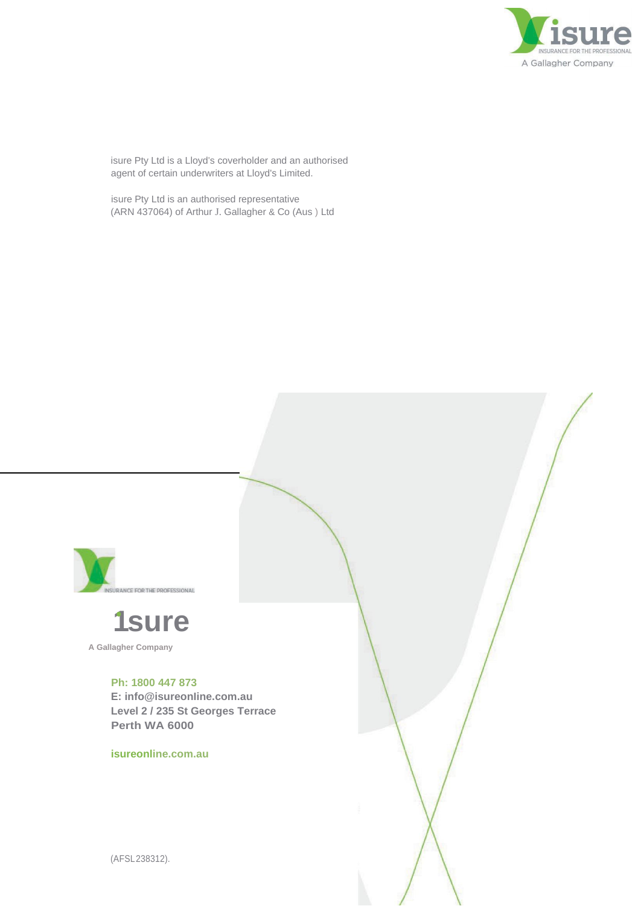isure Pty Ltd is a Lloyd's coverholder and an authorised agent of certain underwriters at Lloyd's Limited.

isure Pty Ltd is an authorised representative (ARN 437064) of Arthur J. Gallagher & Co (Aus ) Ltd

INSURANCE FOR THE PROFESSIONAL

**1sure**

**A Gallagher Company**

**Ph: 1800 447 873**
**E: info@isureonline.com.au**
**Level 2 / 235 St Georges Terrace**
**Perth WA 6000**

**isureonline.com.au**

(AFSL 238312).